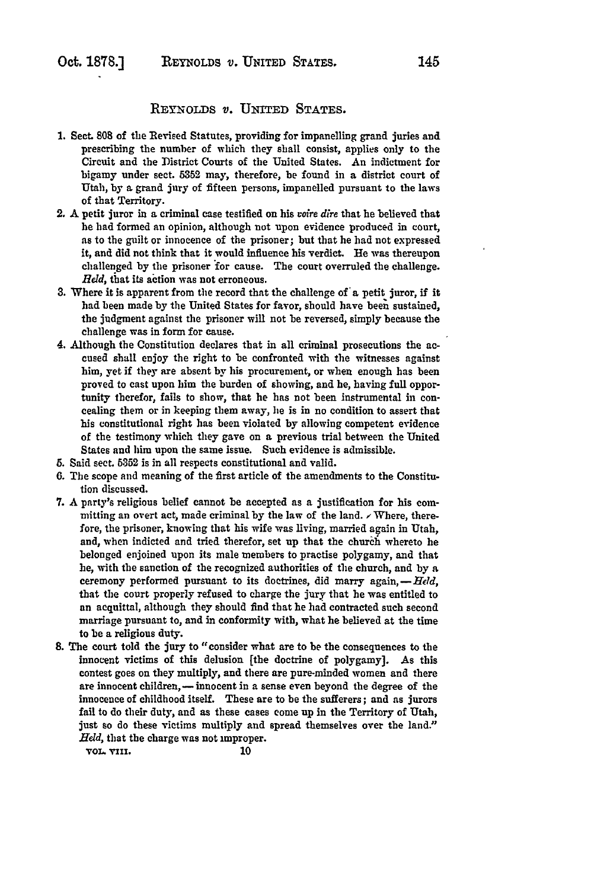# REYNOLDS *v.* UNITED STATES.

1. Sect. 808 of the Revised Statutes, providing for impanelling grand juries and prescribing the number of which they shall consist, applies only to the Circuit and the District Courts of the United States. An indictment for bigamy under sect. 5352 may, therefore, be found in a district court of Utah, by a grand jury of fifteen persons, impanelled pursuant to the laws of that Territory.
2. A petit juror in a criminal case testified on his *voire dire* that he believed that he had formed an opinion, although not upon evidence produced in court, as to the guilt or innocence of the prisoner; but that he had not expressed it, and did not think that it would influence his verdict. He was thereupon challenged by the prisoner for cause. The court overruled the challenge. *Held*, that its action was not erroneous.
3. Where it is apparent from the record that the challenge of a petit juror, if it had been made by the United States for favor, should have been sustained, the judgment against the prisoner will not be reversed, simply because the challenge was in form for cause.
4. Although the Constitution declares that in all criminal prosecutions the accused shall enjoy the right to be confronted with the witnesses against him, yet if they are absent by his procurement, or when enough has been proved to cast upon him the burden of showing, and he, having full opportunity therefor, fails to show, that he has not been instrumental in concealing them or in keeping them away, he is in no condition to assert that his constitutional right has been violated by allowing competent evidence of the testimony which they gave on a previous trial between the United States and him upon the same issue. Such evidence is admissible.
5. Said sect. 5352 is in all respects constitutional and valid.
6. The scope and meaning of the first article of the amendments to the Constitution discussed.
7. A party's religious belief cannot be accepted as a justification for his committing an overt act, made criminal by the law of the land. Where, therefore, the prisoner, knowing that his wife was living, married again in Utah, and, when indicted and tried therefor, set up that the church whereto he belonged enjoined upon its male members to practise polygamy, and that he, with the sanction of the recognized authorities of the church, and by a ceremony performed pursuant to its doctrines, did marry again, — *Held*, that the court properly refused to charge the jury that he was entitled to an acquittal, although they should find that he had contracted such second marriage pursuant to, and in conformity with, what he believed at the time to be a religious duty.
8. The court told the jury to "consider what are to be the consequences to the innocent victims of this delusion [the doctrine of polygamy]. As this contest goes on they multiply, and there are pure-minded women and there are innocent children, — innocent in a sense even beyond the degree of the innocence of childhood itself. These are to be the sufferers; and as jurors fail to do their duty, and as these cases come up in the Territory of Utah, just so do these victims multiply and spread themselves over the land." *Held*, that the charge was not improper.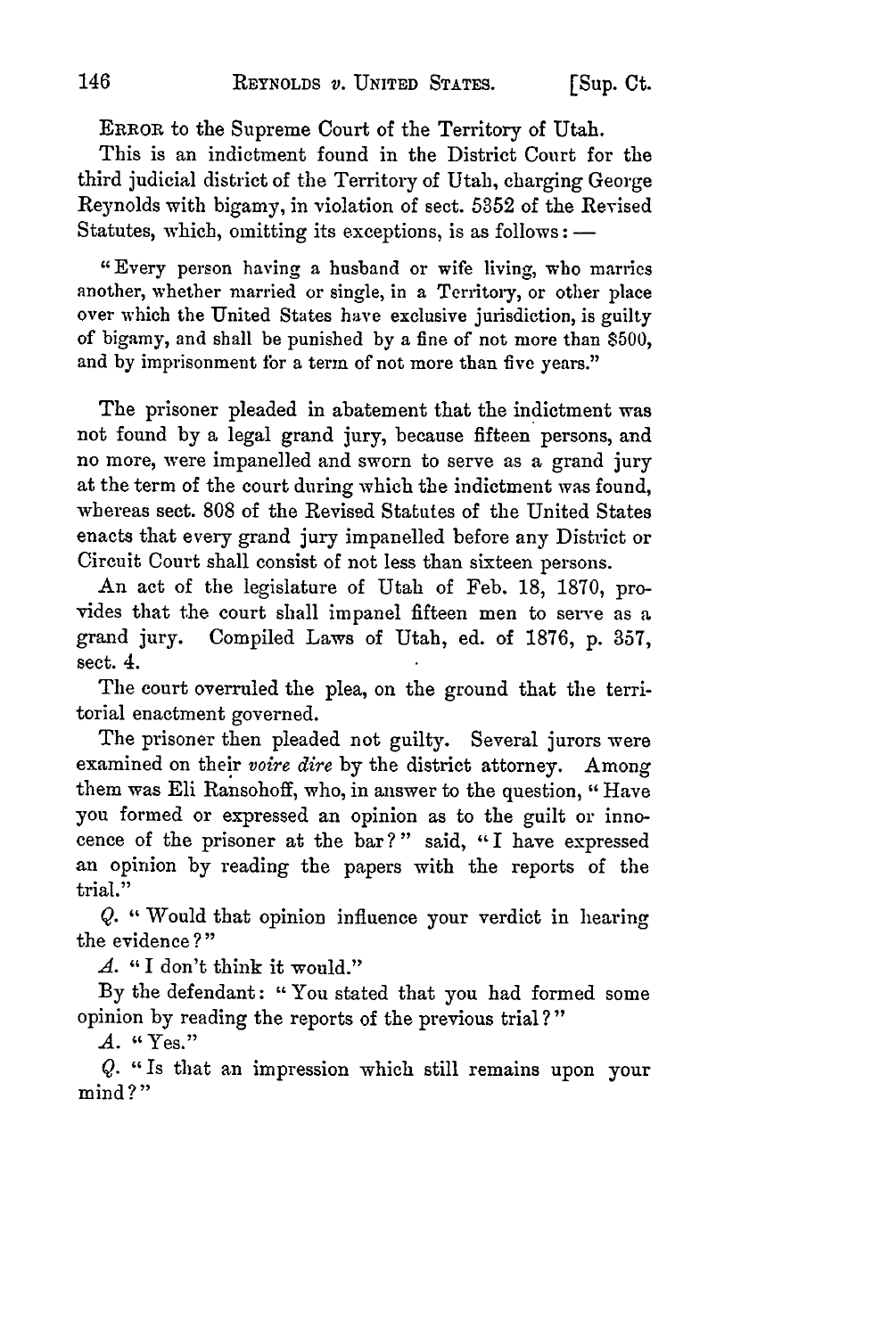ERROR to the Supreme Court of the Territory of Utah.

This is an indictment found in the District Court for the third judicial district of the Territory of Utah, charging George Reynolds with bigamy, in violation of sect. 5352 of the Revised Statutes, which, omitting its exceptions, is as follows: —

> "Every person having a husband or wife living, who marries another, whether married or single, in a Territory, or other place over which the United States have exclusive jurisdiction, is guilty of bigamy, and shall be punished by a fine of not more than $500, and by imprisonment for a term of not more than five years."

The prisoner pleaded in abatement that the indictment was not found by a legal grand jury, because fifteen persons, and no more, were impanelled and sworn to serve as a grand jury at the term of the court during which the indictment was found, whereas sect. 808 of the Revised Statutes of the United States enacts that every grand jury impanelled before any District or Circuit Court shall consist of not less than sixteen persons.

An act of the legislature of Utah of Feb. 18, 1870, provides that the court shall impanel fifteen men to serve as a grand jury. Compiled Laws of Utah, ed. of 1876, p. 357, sect. 4.

The court overruled the plea, on the ground that the territorial enactment governed.

The prisoner then pleaded not guilty. Several jurors were examined on their *voire dire* by the district attorney. Among them was Eli Ransohoff, who, in answer to the question, "Have you formed or expressed an opinion as to the guilt or innocence of the prisoner at the bar?" said, "I have expressed an opinion by reading the papers with the reports of the trial."

*Q.* "Would that opinion influence your verdict in hearing the evidence?"

*A.* "I don't think it would."

By the defendant: "You stated that you had formed some opinion by reading the reports of the previous trial?"

*A.* "Yes."

*Q.* "Is that an impression which still remains upon your mind?"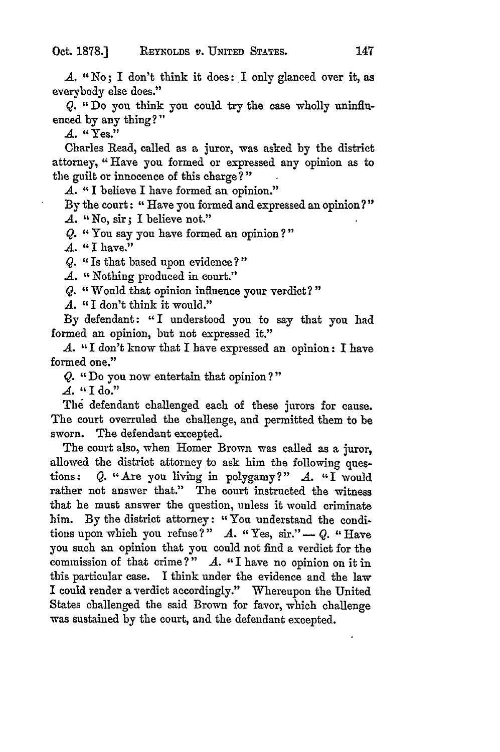*A*. "No; I don't think it does: I only glanced over it, as everybody else does."

*Q*. "Do you think you could try the case wholly uninfluenced by any thing?"

*A*. "Yes."

Charles Read, called as a juror, was asked by the district attorney, "Have you formed or expressed any opinion as to the guilt or innocence of this charge?"

*A*. "I believe I have formed an opinion."

By the court: "Have you formed and expressed an opinion?"

*A*. "No, sir; I believe not."

*Q*. "You say you have formed an opinion?"

*A*. "I have."

*Q*. "Is that based upon evidence?"

*A*. "Nothing produced in court."

*Q*. "Would that opinion influence your verdict?"

*A*. "I don't think it would."

By defendant: "I understood you to say that you had formed an opinion, but not expressed it."

*A*. "I don't know that I have expressed an opinion: I have formed one."

*Q*. "Do you now entertain that opinion?"

*A*. "I do."

The defendant challenged each of these jurors for cause. The court overruled the challenge, and permitted them to be sworn. The defendant excepted.

The court also, when Homer Brown was called as a juror, allowed the district attorney to ask him the following questions: *Q*. "Are you living in polygamy?" *A*. "I would rather not answer that." The court instructed the witness that he must answer the question, unless it would criminate him. By the district attorney: "You understand the conditions upon which you refuse?" *A*. "Yes, sir." — *Q*. "Have you such an opinion that you could not find a verdict for the commission of that crime?" *A*. "I have no opinion on it in this particular case. I think under the evidence and the law I could render a verdict accordingly." Whereupon the United States challenged the said Brown for favor, which challenge was sustained by the court, and the defendant excepted.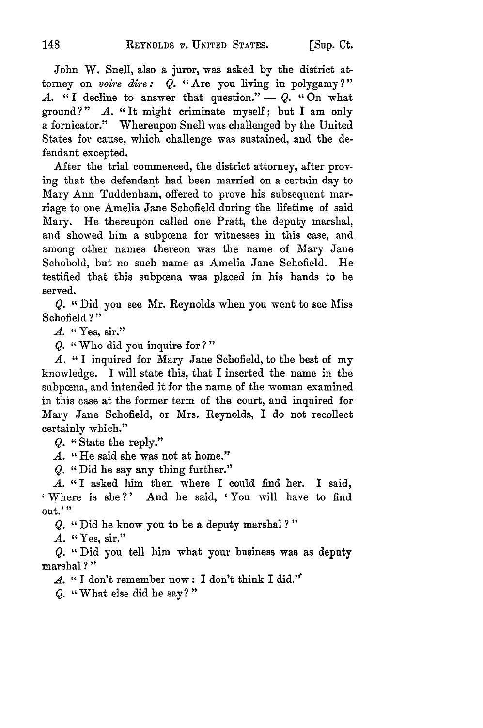John W. Snell, also a juror, was asked by the district attorney on *voire dire:* *Q.* "Are you living in polygamy?" *A.* "I decline to answer that question." — *Q.* "On what ground?" *A.* "It might criminate myself; but I am only a fornicator." Whereupon Snell was challenged by the United States for cause, which challenge was sustained, and the defendant excepted.

After the trial commenced, the district attorney, after proving that the defendant had been married on a certain day to Mary Ann Tuddenham, offered to prove his subsequent marriage to one Amelia Jane Schofield during the lifetime of said Mary. He thereupon called one Pratt, the deputy marshal, and showed him a subpœna for witnesses in this case, and among other names thereon was the name of Mary Jane Schobold, but no such name as Amelia Jane Schofield. He testified that this subpœna was placed in his hands to be served.

*Q.* "Did you see Mr. Reynolds when you went to see Miss Schofield?"

*A.* "Yes, sir."

*Q.* "Who did you inquire for?"

*A.* "I inquired for Mary Jane Schofield, to the best of my knowledge. I will state this, that I inserted the name in the subpœna, and intended it for the name of the woman examined in this case at the former term of the court, and inquired for Mary Jane Schofield, or Mrs. Reynolds, I do not recollect certainly which."

*Q.* "State the reply."

*A.* "He said she was not at home."

*Q.* "Did he say any thing further."

*A.* "I asked him then where I could find her. I said, 'Where is she?' And he said, 'You will have to find out.'"

*Q.* "Did he know you to be a deputy marshal?"

*A.* "Yes, sir."

*Q.* "Did you tell him what your business was as deputy marshal?"

*A.* "I don't remember now: I don't think I did."

*Q.* "What else did he say?"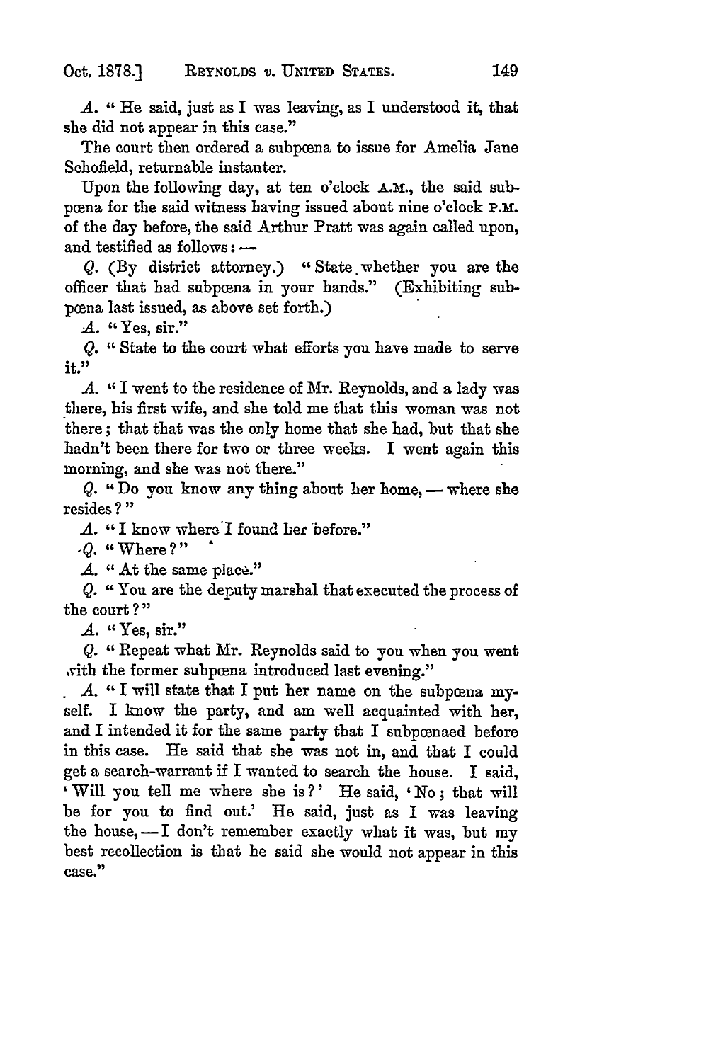*A.* "He said, just as I was leaving, as I understood it, that she did not appear in this case."

The court then ordered a subpœna to issue for Amelia Jane Schofield, returnable instanter.

Upon the following day, at ten o'clock A.M., the said subpœna for the said witness having issued about nine o'clock P.M. of the day before, the said Arthur Pratt was again called upon, and testified as follows: —

*Q.* (By district attorney.) "State whether you are the officer that had subpœna in your hands." (Exhibiting subpœna last issued, as above set forth.)

*A.* "Yes, sir."

*Q.* "State to the court what efforts you have made to serve it."

*A.* "I went to the residence of Mr. Reynolds, and a lady was there, his first wife, and she told me that this woman was not there; that that was the only home that she had, but that she hadn't been there for two or three weeks. I went again this morning, and she was not there."

*Q.* "Do you know any thing about her home, — where she resides?"

*A.* "I know where I found her before."

*Q.* "Where?"

*A.* "At the same place."

*Q.* "You are the deputy marshal that executed the process of the court?"

*A.* "Yes, sir."

*Q.* "Repeat what Mr. Reynolds said to you when you went with the former subpœna introduced last evening."

*A.* "I will state that I put her name on the subpœna myself. I know the party, and am well acquainted with her, and I intended it for the same party that I subpœnaed before in this case. He said that she was not in, and that I could get a search-warrant if I wanted to search the house. I said, 'Will you tell me where she is?' He said, 'No; that will be for you to find out.' He said, just as I was leaving the house, — I don't remember exactly what it was, but my best recollection is that he said she would not appear in this case."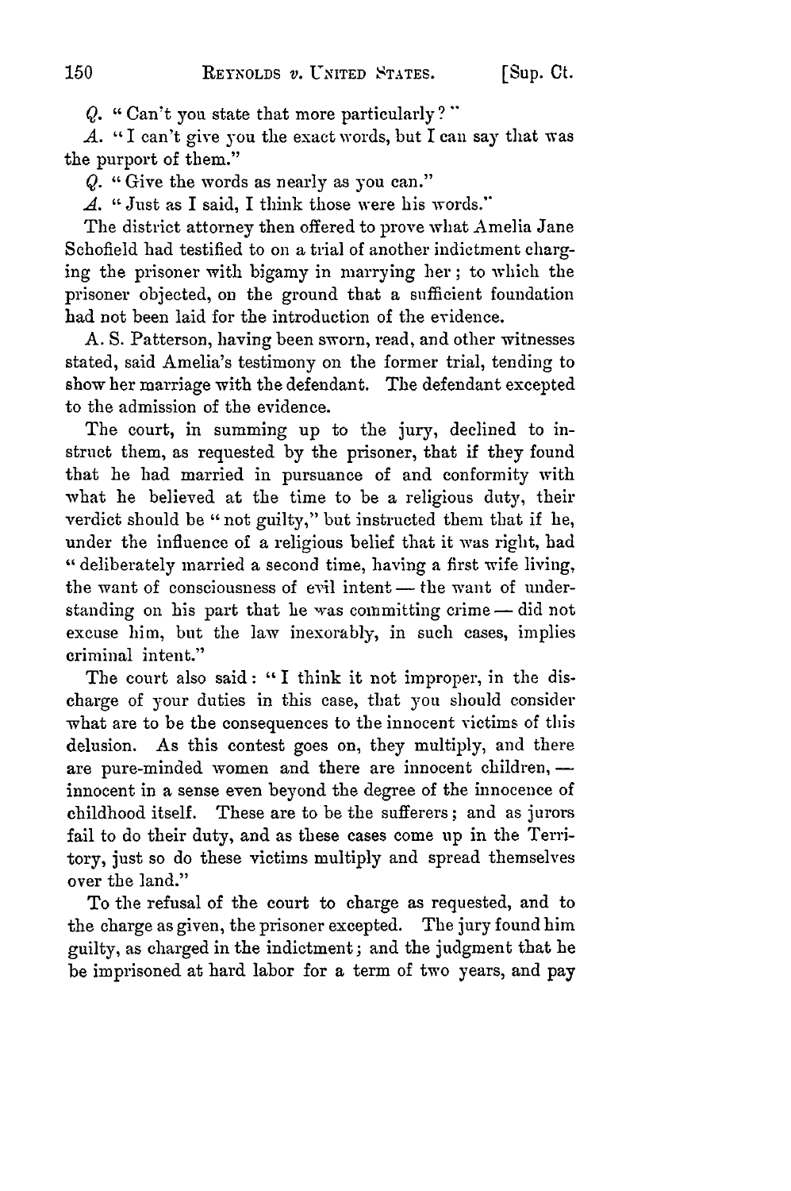*Q.* "Can't you state that more particularly?"

*A.* "I can't give you the exact words, but I can say that was the purport of them."

*Q.* "Give the words as nearly as you can."

*A.* "Just as I said, I think those were his words."

The district attorney then offered to prove what Amelia Jane Schofield had testified to on a trial of another indictment charging the prisoner with bigamy in marrying her; to which the prisoner objected, on the ground that a sufficient foundation had not been laid for the introduction of the evidence.

A. S. Patterson, having been sworn, read, and other witnesses stated, said Amelia's testimony on the former trial, tending to show her marriage with the defendant. The defendant excepted to the admission of the evidence.

The court, in summing up to the jury, declined to instruct them, as requested by the prisoner, that if they found that he had married in pursuance of and conformity with what he believed at the time to be a religious duty, their verdict should be "not guilty," but instructed them that if he, under the influence of a religious belief that it was right, had "deliberately married a second time, having a first wife living, the want of consciousness of evil intent — the want of understanding on his part that he was committing crime — did not excuse him, but the law inexorably, in such cases, implies criminal intent."

The court also said: "I think it not improper, in the discharge of your duties in this case, that you should consider what are to be the consequences to the innocent victims of this delusion. As this contest goes on, they multiply, and there are pure-minded women and there are innocent children, — innocent in a sense even beyond the degree of the innocence of childhood itself. These are to be the sufferers; and as jurors fail to do their duty, and as these cases come up in the Territory, just so do these victims multiply and spread themselves over the land."

To the refusal of the court to charge as requested, and to the charge as given, the prisoner excepted. The jury found him guilty, as charged in the indictment; and the judgment that he be imprisoned at hard labor for a term of two years, and pay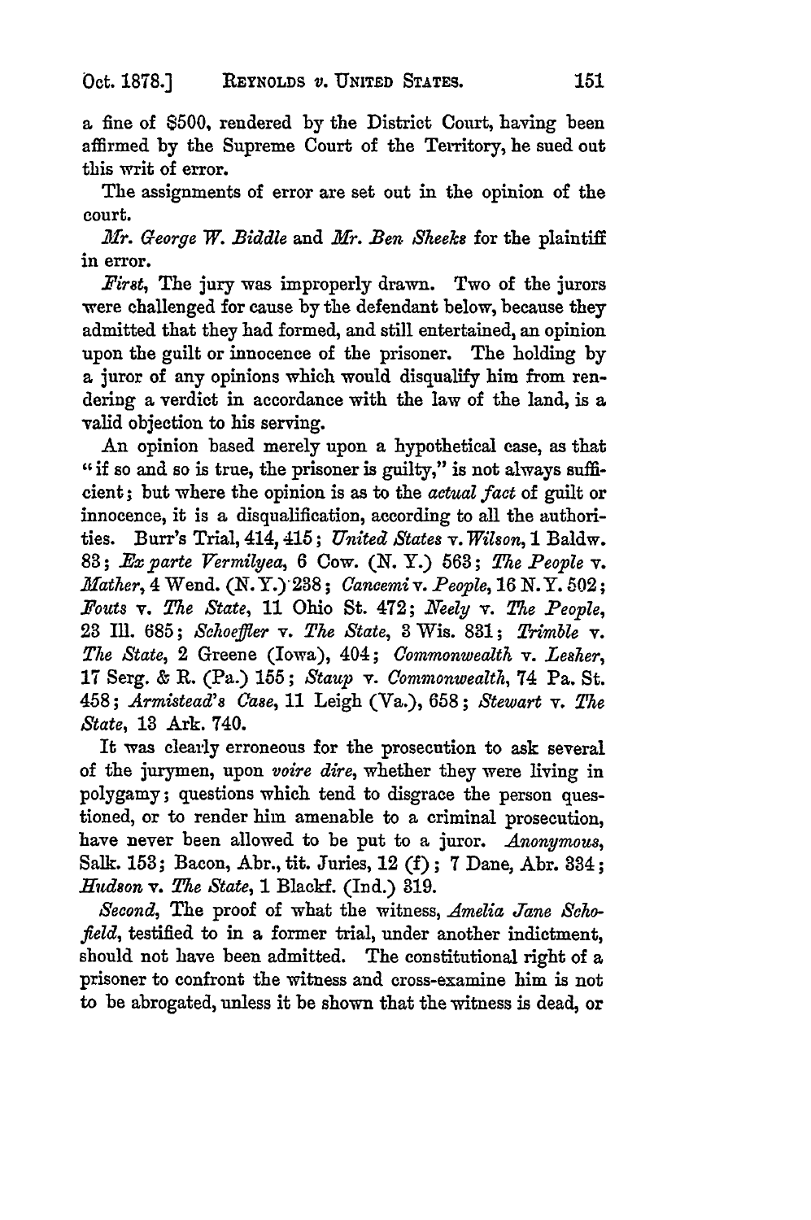a fine of $500, rendered by the District Court, having been affirmed by the Supreme Court of the Territory, he sued out this writ of error.

The assignments of error are set out in the opinion of the court.

*Mr. George W. Biddle* and *Mr. Ben Sheeks* for the plaintiff in error.

*First,* The jury was improperly drawn. Two of the jurors were challenged for cause by the defendant below, because they admitted that they had formed, and still entertained, an opinion upon the guilt or innocence of the prisoner. The holding by a juror of any opinions which would disqualify him from rendering a verdict in accordance with the law of the land, is a valid objection to his serving.

An opinion based merely upon a hypothetical case, as that "if so and so is true, the prisoner is guilty," is not always sufficient; but where the opinion is as to the *actual fact* of guilt or innocence, it is a disqualification, according to all the authorities. Burr's Trial, 414, 415; *United States* v. *Wilson*, 1 Baldw. 83; *Ex parte Vermilyea*, 6 Cow. (N. Y.) 563; *The People* v. *Mather*, 4 Wend. (N.Y.) 238; *Cancemi* v. *People*, 16 N.Y. 502; *Fouts* v. *The State*, 11 Ohio St. 472; *Neely* v. *The People*, 23 Ill. 685; *Schoeffler* v. *The State*, 3 Wis. 831; *Trimble* v. *The State*, 2 Greene (Iowa), 404; *Commonwealth* v. *Lesher*, 17 Serg. & R. (Pa.) 155; *Staup* v. *Commonwealth*, 74 Pa. St. 458; *Armistead's Case*, 11 Leigh (Va.), 658; *Stewart* v. *The State*, 13 Ark. 740.

It was clearly erroneous for the prosecution to ask several of the jurymen, upon *voire dire*, whether they were living in polygamy; questions which tend to disgrace the person questioned, or to render him amenable to a criminal prosecution, have never been allowed to be put to a juror. *Anonymous*, Salk. 153; Bacon, Abr., tit. Juries, 12 (f); 7 Dane, Abr. 334; *Hudson* v. *The State*, 1 Blackf. (Ind.) 319.

*Second,* The proof of what the witness, *Amelia Jane Schofield*, testified to in a former trial, under another indictment, should not have been admitted. The constitutional right of a prisoner to confront the witness and cross-examine him is not to be abrogated, unless it be shown that the witness is dead, or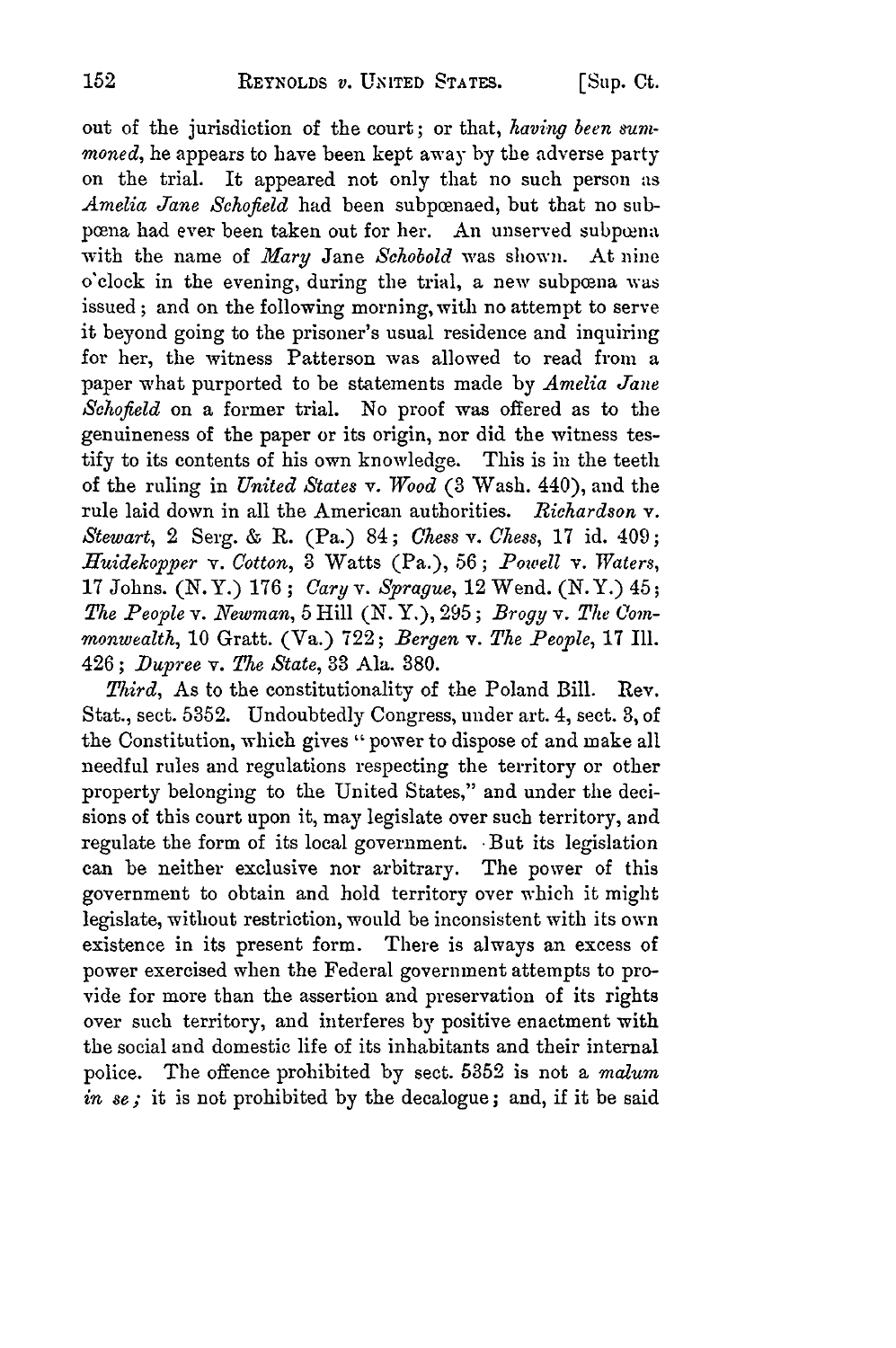out of the jurisdiction of the court; or that, *having been summoned*, he appears to have been kept away by the adverse party on the trial. It appeared not only that no such person as *Amelia Jane Schofield* had been subpœnaed, but that no subpœna had ever been taken out for her. An unserved subpœna with the name of *Mary* Jane *Schobold* was shown. At nine o'clock in the evening, during the trial, a new subpœna was issued; and on the following morning, with no attempt to serve it beyond going to the prisoner's usual residence and inquiring for her, the witness Patterson was allowed to read from a paper what purported to be statements made by *Amelia Jane Schofield* on a former trial. No proof was offered as to the genuineness of the paper or its origin, nor did the witness testify to its contents of his own knowledge. This is in the teeth of the ruling in *United States* v. *Wood* (3 Wash. 440), and the rule laid down in all the American authorities. *Richardson* v. *Stewart*, 2 Serg. & R. (Pa.) 84; *Chess* v. *Chess*, 17 id. 409; *Huidekopper* v. *Cotton*, 3 Watts (Pa.), 56; *Powell* v. *Waters*, 17 Johns. (N. Y.) 176; *Cary* v. *Sprague*, 12 Wend. (N. Y.) 45; *The People* v. *Newman*, 5 Hill (N. Y.), 295; *Brogy* v. *The Commonwealth*, 10 Gratt. (Va.) 722; *Bergen* v. *The People*, 17 Ill. 426; *Dupree* v. *The State*, 33 Ala. 380.

*Third*, As to the constitutionality of the Poland Bill. Rev. Stat., sect. 5352. Undoubtedly Congress, under art. 4, sect. 3, of the Constitution, which gives "power to dispose of and make all needful rules and regulations respecting the territory or other property belonging to the United States," and under the decisions of this court upon it, may legislate over such territory, and regulate the form of its local government. But its legislation can be neither exclusive nor arbitrary. The power of this government to obtain and hold territory over which it might legislate, without restriction, would be inconsistent with its own existence in its present form. There is always an excess of power exercised when the Federal government attempts to provide for more than the assertion and preservation of its rights over such territory, and interferes by positive enactment with the social and domestic life of its inhabitants and their internal police. The offence prohibited by sect. 5352 is not a *malum in se;* it is not prohibited by the decalogue; and, if it be said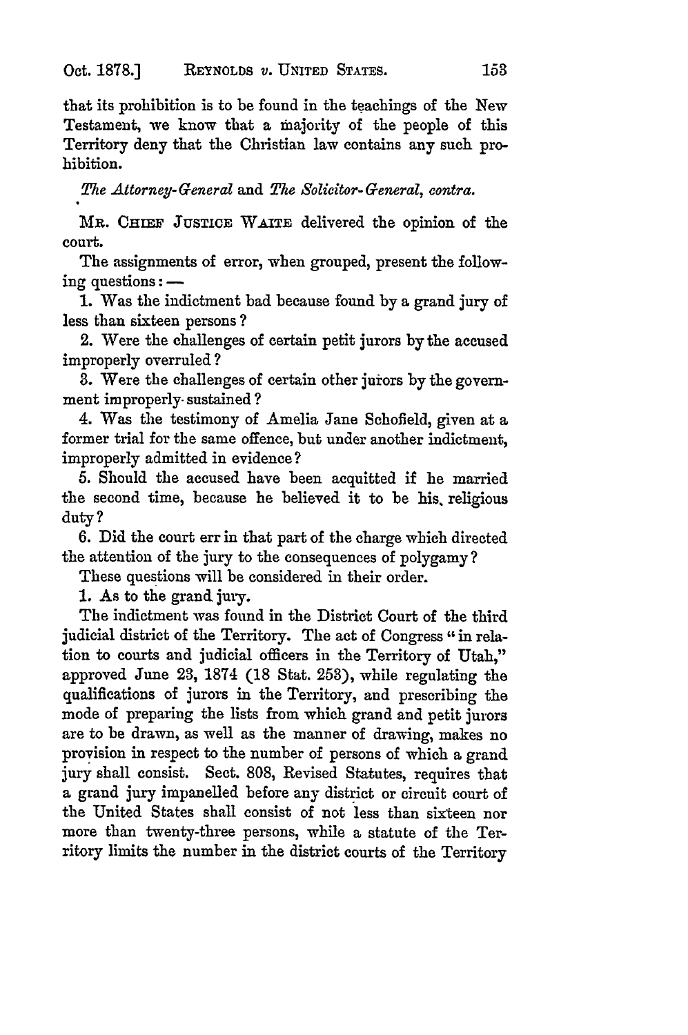that its prohibition is to be found in the teachings of the New Testament, we know that a majority of the people of this Territory deny that the Christian law contains any such prohibition.

*The Attorney-General* and *The Solicitor-General, contra.*

MR. CHIEF JUSTICE WAITE delivered the opinion of the court.

The assignments of error, when grouped, present the following questions: —

1. Was the indictment bad because found by a grand jury of less than sixteen persons?

2. Were the challenges of certain petit jurors by the accused improperly overruled?

3. Were the challenges of certain other jurors by the government improperly sustained?

4. Was the testimony of Amelia Jane Schofield, given at a former trial for the same offence, but under another indictment, improperly admitted in evidence?

5. Should the accused have been acquitted if he married the second time, because he believed it to be his religious duty?

6. Did the court err in that part of the charge which directed the attention of the jury to the consequences of polygamy?

These questions will be considered in their order.

1. As to the grand jury.

The indictment was found in the District Court of the third judicial district of the Territory. The act of Congress "in relation to courts and judicial officers in the Territory of Utah," approved June 23, 1874 (18 Stat. 253), while regulating the qualifications of jurors in the Territory, and prescribing the mode of preparing the lists from which grand and petit jurors are to be drawn, as well as the manner of drawing, makes no provision in respect to the number of persons of which a grand jury shall consist. Sect. 808, Revised Statutes, requires that a grand jury impanelled before any district or circuit court of the United States shall consist of not less than sixteen nor more than twenty-three persons, while a statute of the Territory limits the number in the district courts of the Territory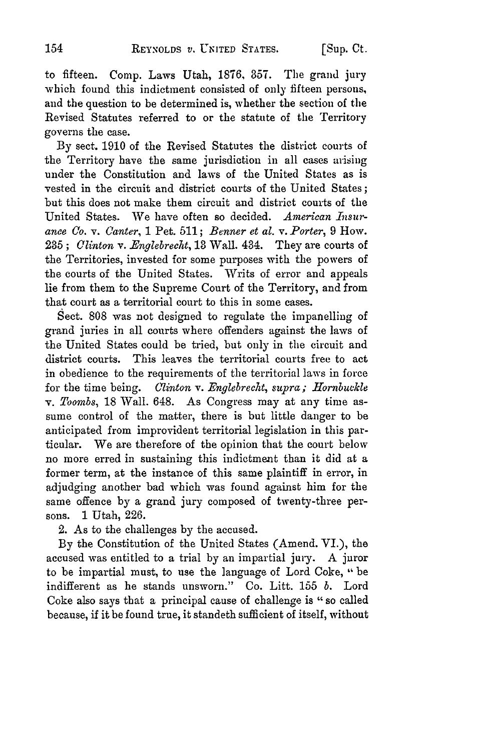to fifteen. Comp. Laws Utah, 1876, 357. The grand jury which found this indictment consisted of only fifteen persons, and the question to be determined is, whether the section of the Revised Statutes referred to or the statute of the Territory governs the case.

By sect. 1910 of the Revised Statutes the district courts of the Territory have the same jurisdiction in all cases arising under the Constitution and laws of the United States as is vested in the circuit and district courts of the United States; but this does not make them circuit and district courts of the United States. We have often so decided. *American Insurance Co.* v. *Canter*, 1 Pet. 511; *Benner et al.* v. *Porter*, 9 How. 235; *Clinton* v. *Englebrecht*, 13 Wall. 434. They are courts of the Territories, invested for some purposes with the powers of the courts of the United States. Writs of error and appeals lie from them to the Supreme Court of the Territory, and from that court as a territorial court to this in some cases.

Sect. 808 was not designed to regulate the impanelling of grand juries in all courts where offenders against the laws of the United States could be tried, but only in the circuit and district courts. This leaves the territorial courts free to act in obedience to the requirements of the territorial laws in force for the time being. *Clinton* v. *Englebrecht*, *supra*; *Hornbuckle* v. *Toombs*, 18 Wall. 648. As Congress may at any time assume control of the matter, there is but little danger to be anticipated from improvident territorial legislation in this particular. We are therefore of the opinion that the court below no more erred in sustaining this indictment than it did at a former term, at the instance of this same plaintiff in error, in adjudging another bad which was found against him for the same offence by a grand jury composed of twenty-three persons. 1 Utah, 226.

2. As to the challenges by the accused.

By the Constitution of the United States (Amend. VI.), the accused was entitled to a trial by an impartial jury. A juror to be impartial must, to use the language of Lord Coke, "be indifferent as he stands unsworn." Co. Litt. 155 *b*. Lord Coke also says that a principal cause of challenge is "so called because, if it be found true, it standeth sufficient of itself, without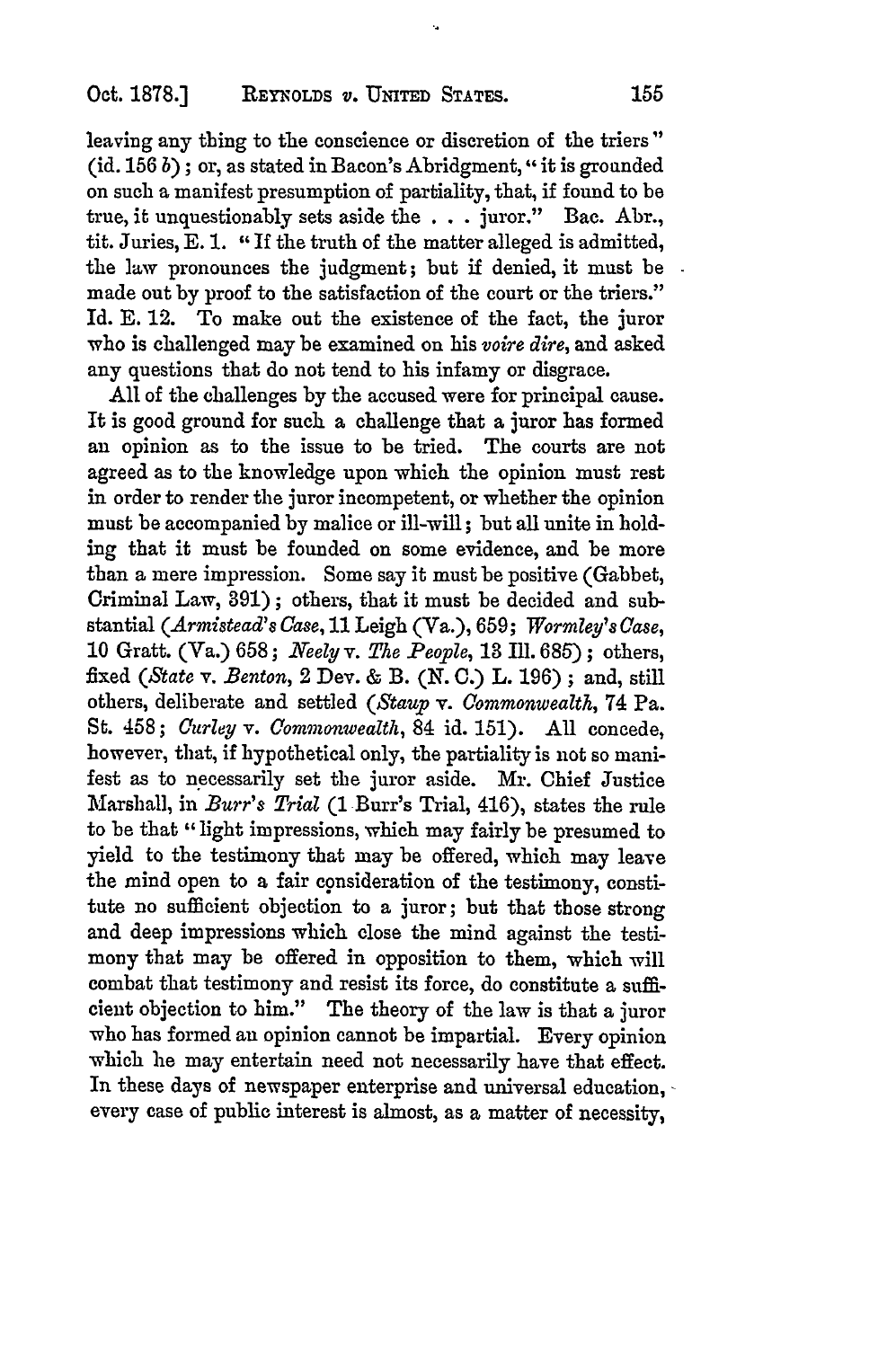leaving any thing to the conscience or discretion of the triers" (id. 156 *b*); or, as stated in Bacon's Abridgment, "it is grounded on such a manifest presumption of partiality, that, if found to be true, it unquestionably sets aside the . . . juror." Bac. Abr., tit. Juries, E. 1. "If the truth of the matter alleged is admitted, the law pronounces the judgment; but if denied, it must be made out by proof to the satisfaction of the court or the triers." Id. E. 12. To make out the existence of the fact, the juror who is challenged may be examined on his *voire dire*, and asked any questions that do not tend to his infamy or disgrace.

All of the challenges by the accused were for principal cause. It is good ground for such a challenge that a juror has formed an opinion as to the issue to be tried. The courts are not agreed as to the knowledge upon which the opinion must rest in order to render the juror incompetent, or whether the opinion must be accompanied by malice or ill-will; but all unite in holding that it must be founded on some evidence, and be more than a mere impression. Some say it must be positive (Gabbet, Criminal Law, 391); others, that it must be decided and substantial (*Armistead's Case*, 11 Leigh (Va.), 659; *Wormley's Case*, 10 Gratt. (Va.) 658; *Neely* v. *The People*, 13 Ill. 685); others, fixed (*State* v. *Benton*, 2 Dev. & B. (N. C.) L. 196); and, still others, deliberate and settled (*Staup* v. *Commonwealth*, 74 Pa. St. 458; *Curley* v. *Commonwealth*, 84 id. 151). All concede, however, that, if hypothetical only, the partiality is not so manifest as to necessarily set the juror aside. Mr. Chief Justice Marshall, in *Burr's Trial* (1 Burr's Trial, 416), states the rule to be that "light impressions, which may fairly be presumed to yield to the testimony that may be offered, which may leave the mind open to a fair consideration of the testimony, constitute no sufficient objection to a juror; but that those strong and deep impressions which close the mind against the testimony that may be offered in opposition to them, which will combat that testimony and resist its force, do constitute a sufficient objection to him." The theory of the law is that a juror who has formed an opinion cannot be impartial. Every opinion which he may entertain need not necessarily have that effect. In these days of newspaper enterprise and universal education, every case of public interest is almost, as a matter of necessity,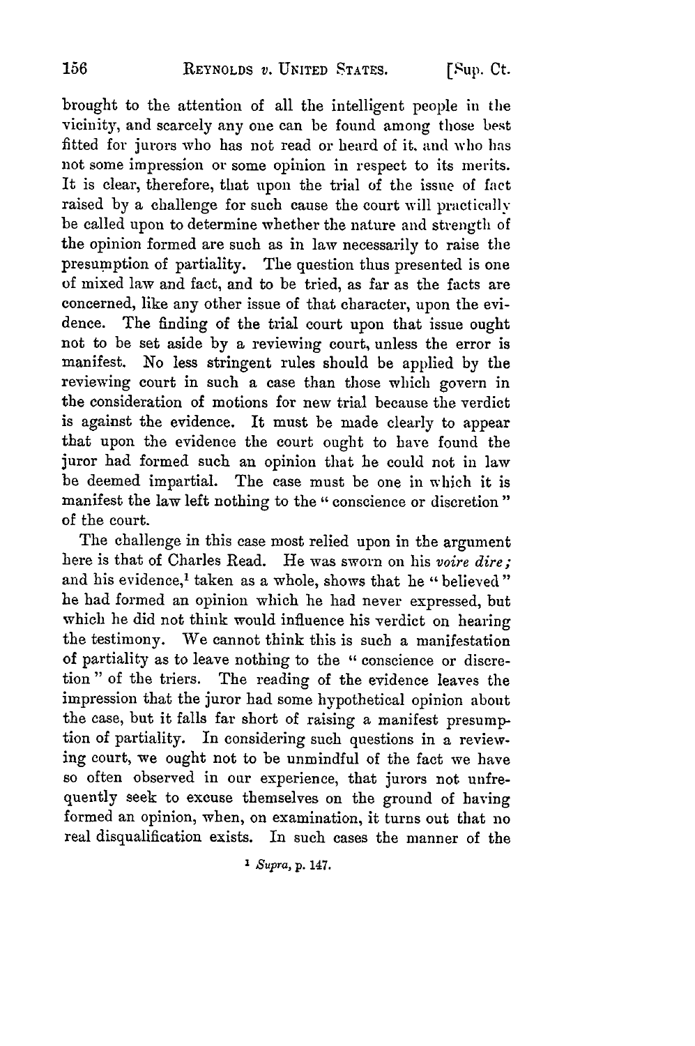brought to the attention of all the intelligent people in the vicinity, and scarcely any one can be found among those best fitted for jurors who has not read or heard of it, and who has not some impression or some opinion in respect to its merits. It is clear, therefore, that upon the trial of the issue of fact raised by a challenge for such cause the court will practically be called upon to determine whether the nature and strength of the opinion formed are such as in law necessarily to raise the presumption of partiality. The question thus presented is one of mixed law and fact, and to be tried, as far as the facts are concerned, like any other issue of that character, upon the evidence. The finding of the trial court upon that issue ought not to be set aside by a reviewing court, unless the error is manifest. No less stringent rules should be applied by the reviewing court in such a case than those which govern in the consideration of motions for new trial because the verdict is against the evidence. It must be made clearly to appear that upon the evidence the court ought to have found the juror had formed such an opinion that he could not in law be deemed impartial. The case must be one in which it is manifest the law left nothing to the "conscience or discretion" of the court.

The challenge in this case most relied upon in the argument here is that of Charles Read. He was sworn on his *voire dire;* and his evidence,[1] taken as a whole, shows that he "believed" he had formed an opinion which he had never expressed, but which he did not think would influence his verdict on hearing the testimony. We cannot think this is such a manifestation of partiality as to leave nothing to the "conscience or discretion" of the triers. The reading of the evidence leaves the impression that the juror had some hypothetical opinion about the case, but it falls far short of raising a manifest presumption of partiality. In considering such questions in a reviewing court, we ought not to be unmindful of the fact we have so often observed in our experience, that jurors not unfrequently seek to excuse themselves on the ground of having formed an opinion, when, on examination, it turns out that no real disqualification exists. In such cases the manner of the

[1] *Supra*, p. 147.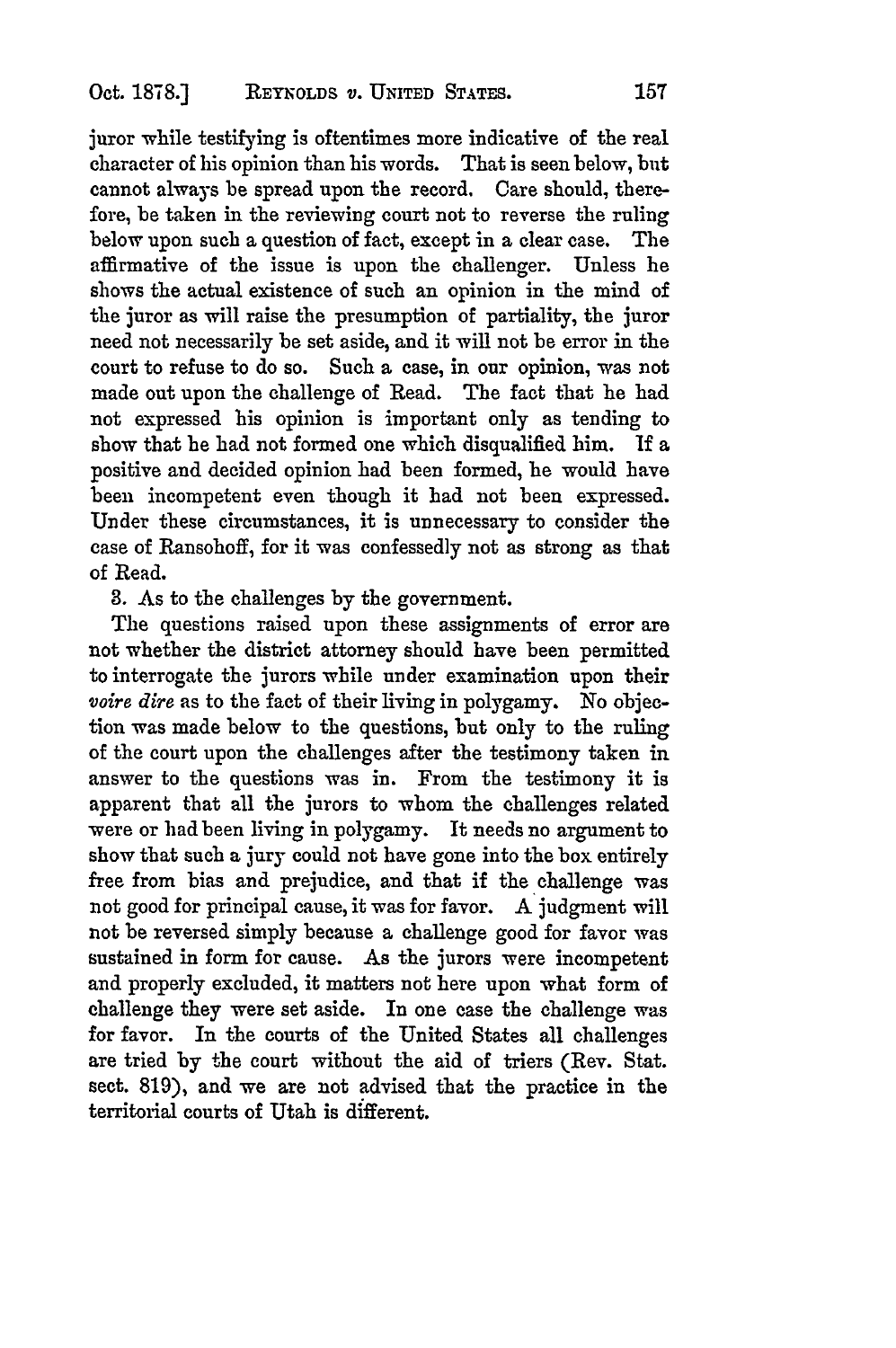juror while testifying is oftentimes more indicative of the real character of his opinion than his words. That is seen below, but cannot always be spread upon the record. Care should, therefore, be taken in the reviewing court not to reverse the ruling below upon such a question of fact, except in a clear case. The affirmative of the issue is upon the challenger. Unless he shows the actual existence of such an opinion in the mind of the juror as will raise the presumption of partiality, the juror need not necessarily be set aside, and it will not be error in the court to refuse to do so. Such a case, in our opinion, was not made out upon the challenge of Read. The fact that he had not expressed his opinion is important only as tending to show that he had not formed one which disqualified him. If a positive and decided opinion had been formed, he would have been incompetent even though it had not been expressed. Under these circumstances, it is unnecessary to consider the case of Ransohoff, for it was confessedly not as strong as that of Read.

3. As to the challenges by the government.

The questions raised upon these assignments of error are not whether the district attorney should have been permitted to interrogate the jurors while under examination upon their *voire dire* as to the fact of their living in polygamy. No objection was made below to the questions, but only to the ruling of the court upon the challenges after the testimony taken in answer to the questions was in. From the testimony it is apparent that all the jurors to whom the challenges related were or had been living in polygamy. It needs no argument to show that such a jury could not have gone into the box entirely free from bias and prejudice, and that if the challenge was not good for principal cause, it was for favor. A judgment will not be reversed simply because a challenge good for favor was sustained in form for cause. As the jurors were incompetent and properly excluded, it matters not here upon what form of challenge they were set aside. In one case the challenge was for favor. In the courts of the United States all challenges are tried by the court without the aid of triers (Rev. Stat. sect. 819), and we are not advised that the practice in the territorial courts of Utah is different.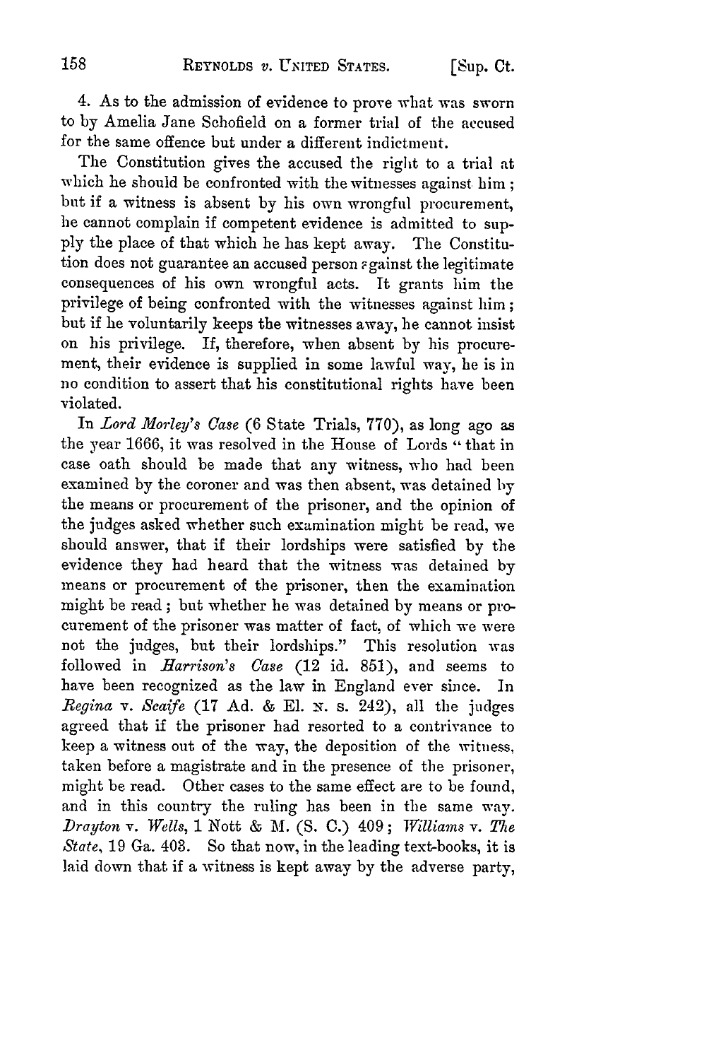4. As to the admission of evidence to prove what was sworn to by Amelia Jane Schofield on a former trial of the accused for the same offence but under a different indictment.

The Constitution gives the accused the right to a trial at which he should be confronted with the witnesses against him; but if a witness is absent by his own wrongful procurement, he cannot complain if competent evidence is admitted to supply the place of that which he has kept away. The Constitution does not guarantee an accused person against the legitimate consequences of his own wrongful acts. It grants him the privilege of being confronted with the witnesses against him; but if he voluntarily keeps the witnesses away, he cannot insist on his privilege. If, therefore, when absent by his procurement, their evidence is supplied in some lawful way, he is in no condition to assert that his constitutional rights have been violated.

In *Lord Morley's Case* (6 State Trials, 770), as long ago as the year 1666, it was resolved in the House of Lords "that in case oath should be made that any witness, who had been examined by the coroner and was then absent, was detained by the means or procurement of the prisoner, and the opinion of the judges asked whether such examination might be read, we should answer, that if their lordships were satisfied by the evidence they had heard that the witness was detained by means or procurement of the prisoner, then the examination might be read; but whether he was detained by means or procurement of the prisoner was matter of fact, of which we were not the judges, but their lordships." This resolution was followed in *Harrison's Case* (12 id. 851), and seems to have been recognized as the law in England ever since. In *Regina* v. *Scaife* (17 Ad. & El. N. S. 242), all the judges agreed that if the prisoner had resorted to a contrivance to keep a witness out of the way, the deposition of the witness, taken before a magistrate and in the presence of the prisoner, might be read. Other cases to the same effect are to be found, and in this country the ruling has been in the same way. *Drayton* v. *Wells*, 1 Nott & M. (S. C.) 409; *Williams* v. *The State*, 19 Ga. 403. So that now, in the leading text-books, it is laid down that if a witness is kept away by the adverse party,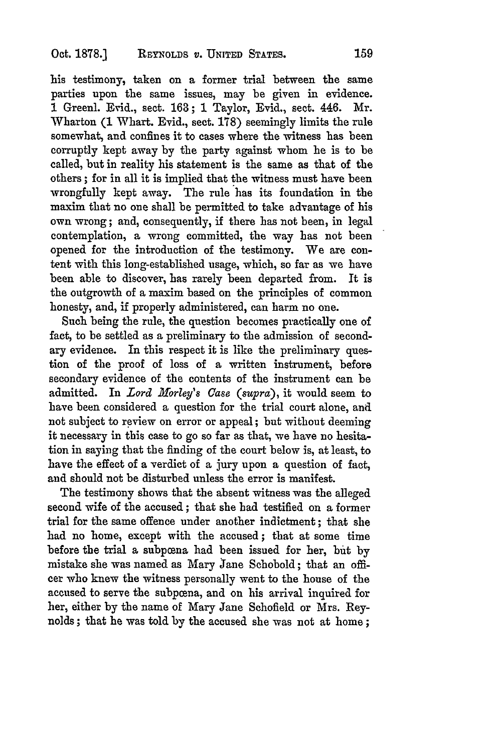his testimony, taken on a former trial between the same parties upon the same issues, may be given in evidence. 1 Greenl. Evid., sect. 163; 1 Taylor, Evid., sect. 446. Mr. Wharton (1 Whart. Evid., sect. 178) seemingly limits the rule somewhat, and confines it to cases where the witness has been corruptly kept away by the party against whom he is to be called, but in reality his statement is the same as that of the others; for in all it is implied that the witness must have been wrongfully kept away. The rule has its foundation in the maxim that no one shall be permitted to take advantage of his own wrong; and, consequently, if there has not been, in legal contemplation, a wrong committed, the way has not been opened for the introduction of the testimony. We are content with this long-established usage, which, so far as we have been able to discover, has rarely been departed from. It is the outgrowth of a maxim based on the principles of common honesty, and, if properly administered, can harm no one.

Such being the rule, the question becomes practically one of fact, to be settled as a preliminary to the admission of secondary evidence. In this respect it is like the preliminary question of the proof of loss of a written instrument, before secondary evidence of the contents of the instrument can be admitted. In *Lord Morley's Case* (*supra*), it would seem to have been considered a question for the trial court alone, and not subject to review on error or appeal; but without deeming it necessary in this case to go so far as that, we have no hesitation in saying that the finding of the court below is, at least, to have the effect of a verdict of a jury upon a question of fact, and should not be disturbed unless the error is manifest.

The testimony shows that the absent witness was the alleged second wife of the accused; that she had testified on a former trial for the same offence under another indictment; that she had no home, except with the accused; that at some time before the trial a subpœna had been issued for her, but by mistake she was named as Mary Jane Schobold; that an officer who knew the witness personally went to the house of the accused to serve the subpœna, and on his arrival inquired for her, either by the name of Mary Jane Schofield or Mrs. Reynolds; that he was told by the accused she was not at home;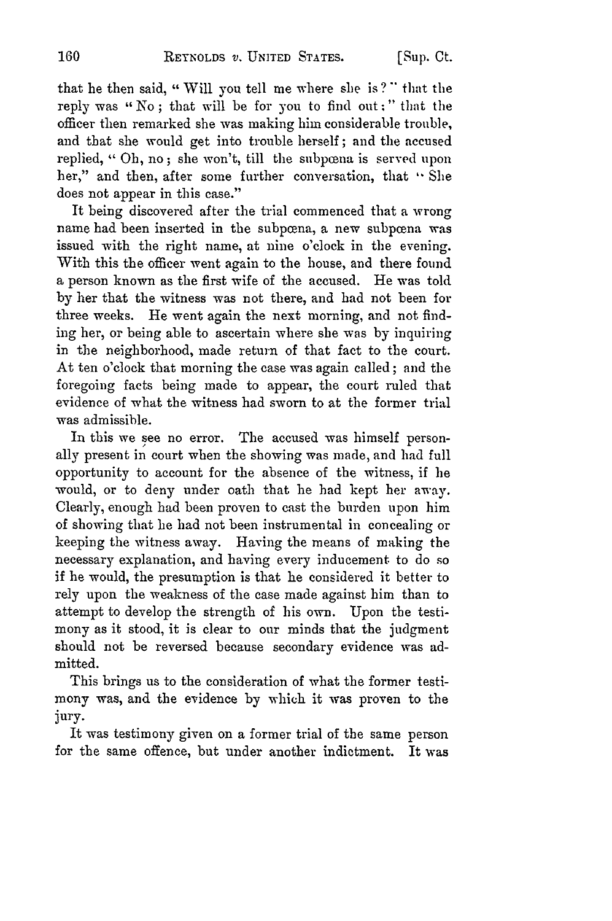that he then said, "Will you tell me where she is?" that the reply was "No; that will be for you to find out;" that the officer then remarked she was making him considerable trouble, and that she would get into trouble herself; and the accused replied, "Oh, no; she won't, till the subpœna is served upon her," and then, after some further conversation, that "She does not appear in this case."

It being discovered after the trial commenced that a wrong name had been inserted in the subpœna, a new subpœna was issued with the right name, at nine o'clock in the evening. With this the officer went again to the house, and there found a person known as the first wife of the accused. He was told by her that the witness was not there, and had not been for three weeks. He went again the next morning, and not finding her, or being able to ascertain where she was by inquiring in the neighborhood, made return of that fact to the court. At ten o'clock that morning the case was again called; and the foregoing facts being made to appear, the court ruled that evidence of what the witness had sworn to at the former trial was admissible.

In this we see no error. The accused was himself personally present in court when the showing was made, and had full opportunity to account for the absence of the witness, if he would, or to deny under oath that he had kept her away. Clearly, enough had been proven to cast the burden upon him of showing that he had not been instrumental in concealing or keeping the witness away. Having the means of making the necessary explanation, and having every inducement to do so if he would, the presumption is that he considered it better to rely upon the weakness of the case made against him than to attempt to develop the strength of his own. Upon the testimony as it stood, it is clear to our minds that the judgment should not be reversed because secondary evidence was admitted.

This brings us to the consideration of what the former testimony was, and the evidence by which it was proven to the jury.

It was testimony given on a former trial of the same person for the same offence, but under another indictment. It was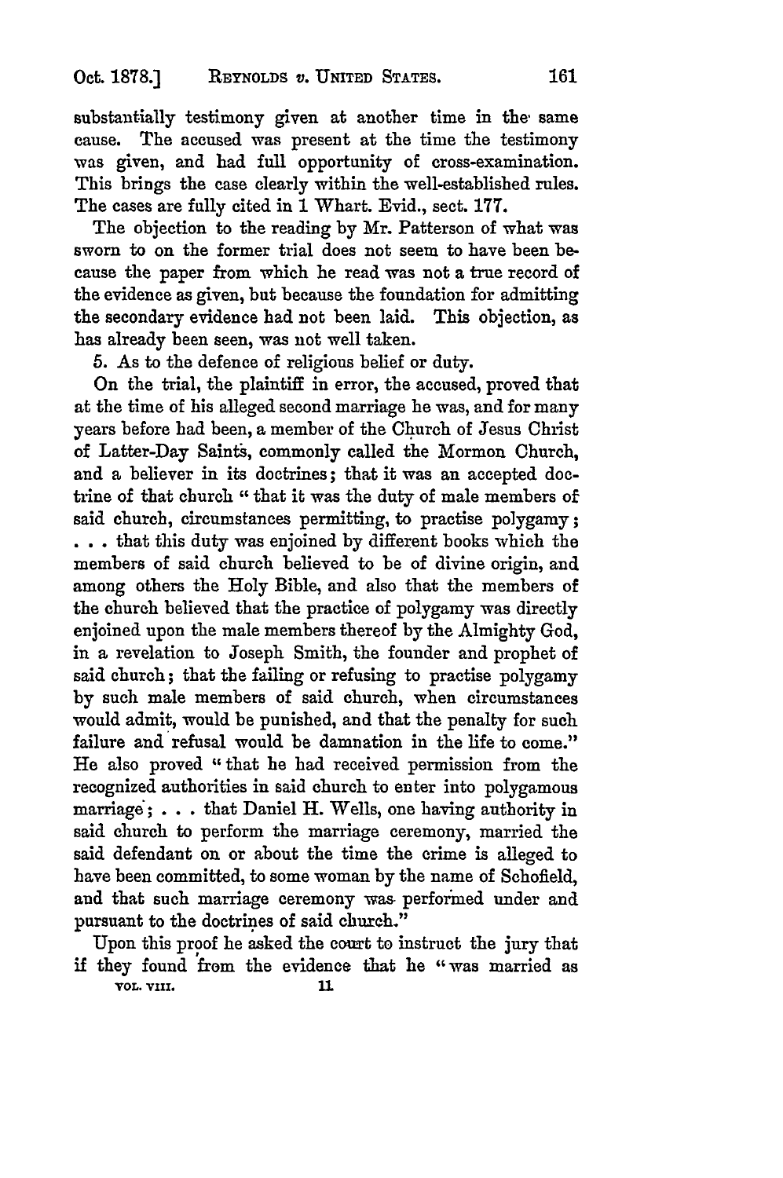substantially testimony given at another time in the same cause. The accused was present at the time the testimony was given, and had full opportunity of cross-examination. This brings the case clearly within the well-established rules. The cases are fully cited in 1 Whart. Evid., sect. 177.

The objection to the reading by Mr. Patterson of what was sworn to on the former trial does not seem to have been because the paper from which he read was not a true record of the evidence as given, but because the foundation for admitting the secondary evidence had not been laid. This objection, as has already been seen, was not well taken.

5. As to the defence of religious belief or duty.

On the trial, the plaintiff in error, the accused, proved that at the time of his alleged second marriage he was, and for many years before had been, a member of the Church of Jesus Christ of Latter-Day Saints, commonly called the Mormon Church, and a believer in its doctrines; that it was an accepted doctrine of that church "that it was the duty of male members of said church, circumstances permitting, to practise polygamy; . . . that this duty was enjoined by different books which the members of said church believed to be of divine origin, and among others the Holy Bible, and also that the members of the church believed that the practice of polygamy was directly enjoined upon the male members thereof by the Almighty God, in a revelation to Joseph Smith, the founder and prophet of said church; that the failing or refusing to practise polygamy by such male members of said church, when circumstances would admit, would be punished, and that the penalty for such failure and refusal would be damnation in the life to come." He also proved "that he had received permission from the recognized authorities in said church to enter into polygamous marriage; . . . that Daniel H. Wells, one having authority in said church to perform the marriage ceremony, married the said defendant on or about the time the crime is alleged to have been committed, to some woman by the name of Schofield, and that such marriage ceremony was performed under and pursuant to the doctrines of said church."

Upon this proof he asked the court to instruct the jury that if they found from the evidence that he "was married as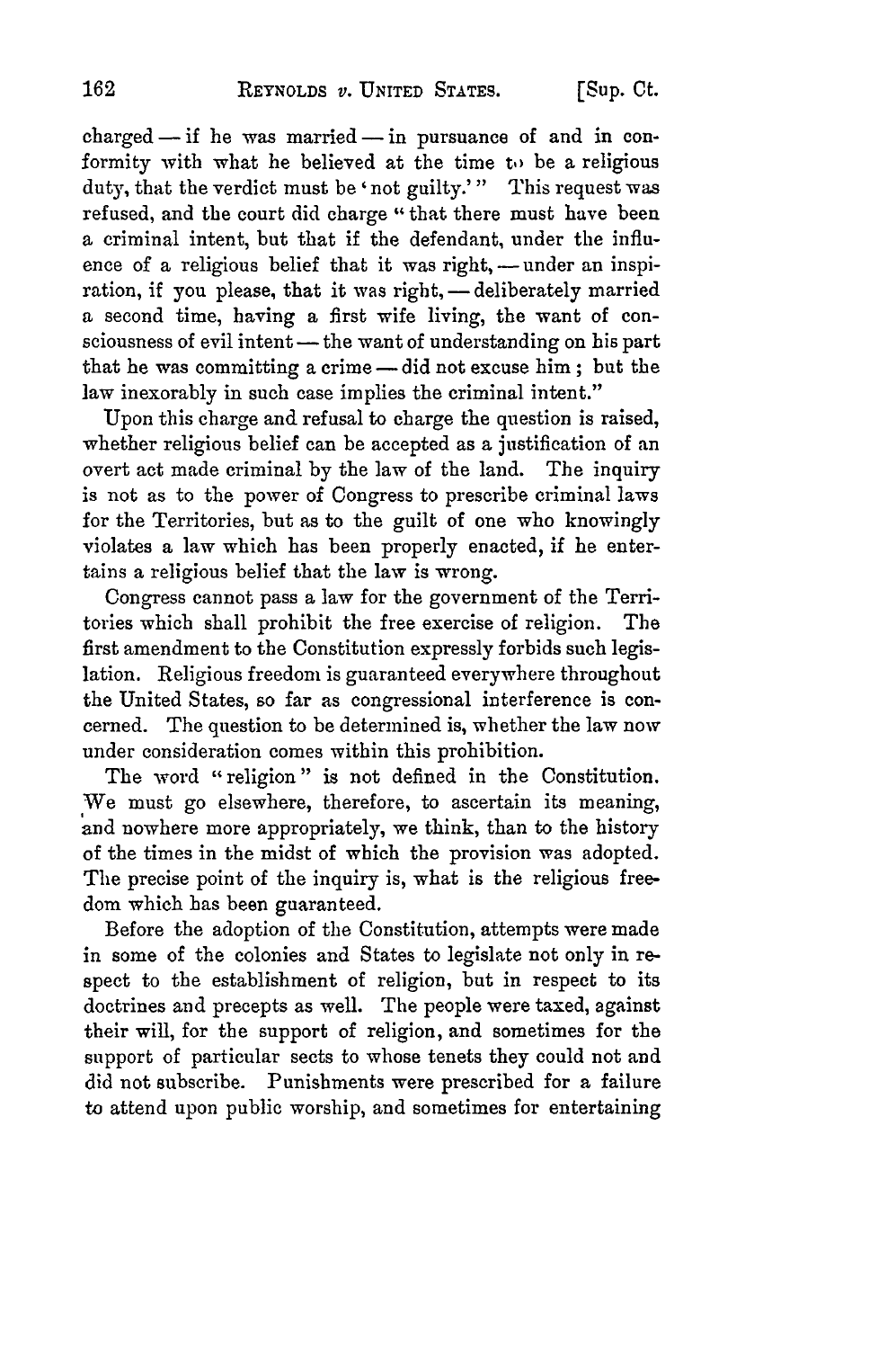charged — if he was married — in pursuance of and in conformity with what he believed at the time to be a religious duty, that the verdict must be 'not guilty.'" This request was refused, and the court did charge "that there must have been a criminal intent, but that if the defendant, under the influence of a religious belief that it was right, — under an inspiration, if you please, that it was right, — deliberately married a second time, having a first wife living, the want of consciousness of evil intent — the want of understanding on his part that he was committing a crime — did not excuse him; but the law inexorably in such case implies the criminal intent."

Upon this charge and refusal to charge the question is raised, whether religious belief can be accepted as a justification of an overt act made criminal by the law of the land. The inquiry is not as to the power of Congress to prescribe criminal laws for the Territories, but as to the guilt of one who knowingly violates a law which has been properly enacted, if he entertains a religious belief that the law is wrong.

Congress cannot pass a law for the government of the Territories which shall prohibit the free exercise of religion. The first amendment to the Constitution expressly forbids such legislation. Religious freedom is guaranteed everywhere throughout the United States, so far as congressional interference is concerned. The question to be determined is, whether the law now under consideration comes within this prohibition.

The word "religion" is not defined in the Constitution. We must go elsewhere, therefore, to ascertain its meaning, and nowhere more appropriately, we think, than to the history of the times in the midst of which the provision was adopted. The precise point of the inquiry is, what is the religious freedom which has been guaranteed.

Before the adoption of the Constitution, attempts were made in some of the colonies and States to legislate not only in respect to the establishment of religion, but in respect to its doctrines and precepts as well. The people were taxed, against their will, for the support of religion, and sometimes for the support of particular sects to whose tenets they could not and did not subscribe. Punishments were prescribed for a failure to attend upon public worship, and sometimes for entertaining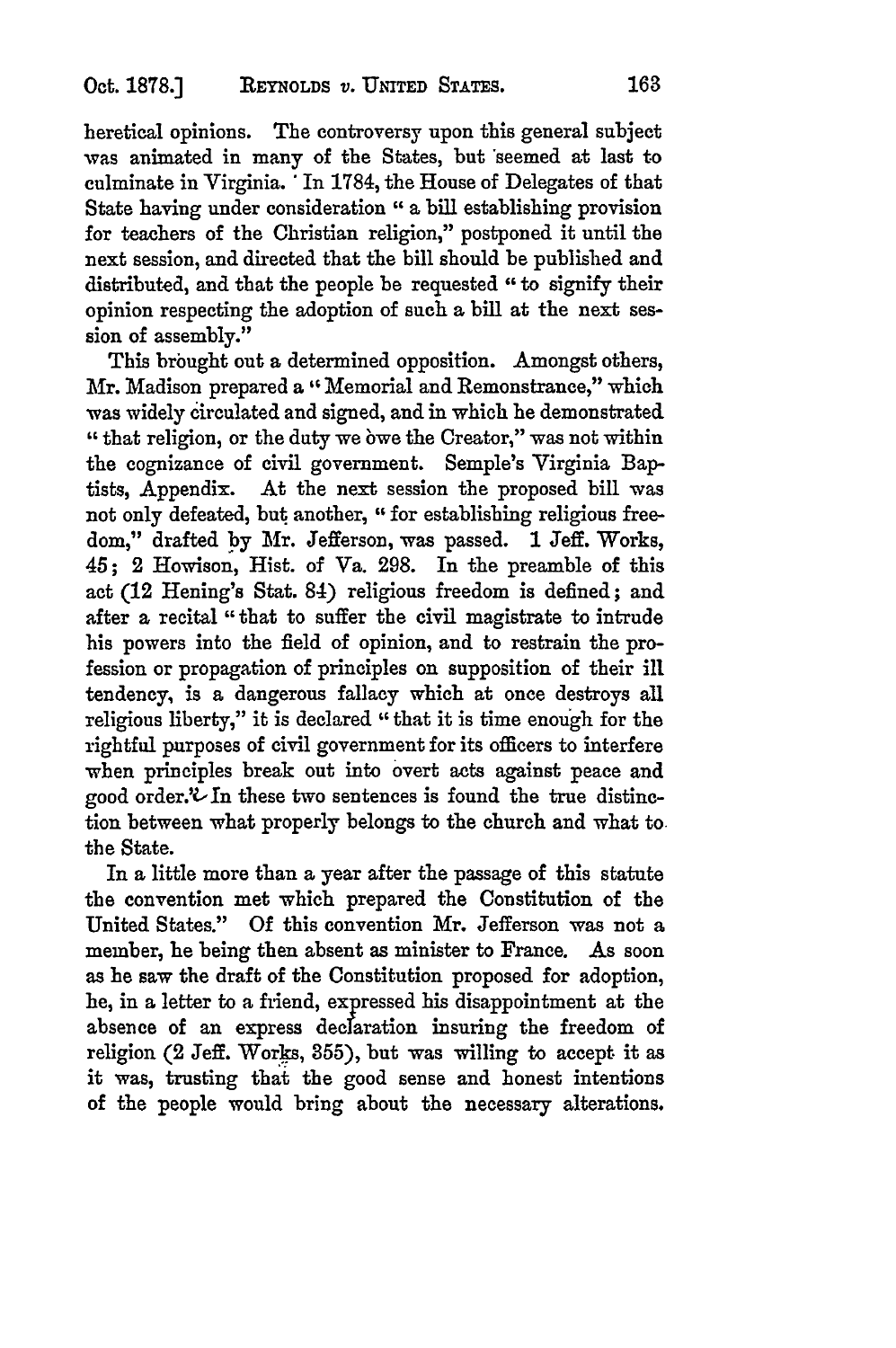heretical opinions. The controversy upon this general subject was animated in many of the States, but seemed at last to culminate in Virginia. In 1784, the House of Delegates of that State having under consideration "a bill establishing provision for teachers of the Christian religion," postponed it until the next session, and directed that the bill should be published and distributed, and that the people be requested "to signify their opinion respecting the adoption of such a bill at the next session of assembly."

This brought out a determined opposition. Amongst others, Mr. Madison prepared a "Memorial and Remonstrance," which was widely circulated and signed, and in which he demonstrated "that religion, or the duty we owe the Creator," was not within the cognizance of civil government. Semple's Virginia Baptists, Appendix. At the next session the proposed bill was not only defeated, but another, "for establishing religious freedom," drafted by Mr. Jefferson, was passed. 1 Jeff. Works, 45; 2 Howison, Hist. of Va. 298. In the preamble of this act (12 Hening's Stat. 84) religious freedom is defined; and after a recital "that to suffer the civil magistrate to intrude his powers into the field of opinion, and to restrain the profession or propagation of principles on supposition of their ill tendency, is a dangerous fallacy which at once destroys all religious liberty," it is declared "that it is time enough for the rightful purposes of civil government for its officers to interfere when principles break out into overt acts against peace and good order." In these two sentences is found the true distinction between what properly belongs to the church and what to the State.

In a little more than a year after the passage of this statute the convention met which prepared the Constitution of the United States." Of this convention Mr. Jefferson was not a member, he being then absent as minister to France. As soon as he saw the draft of the Constitution proposed for adoption, he, in a letter to a friend, expressed his disappointment at the absence of an express declaration insuring the freedom of religion (2 Jeff. Works, 355), but was willing to accept it as it was, trusting that the good sense and honest intentions of the people would bring about the necessary alterations.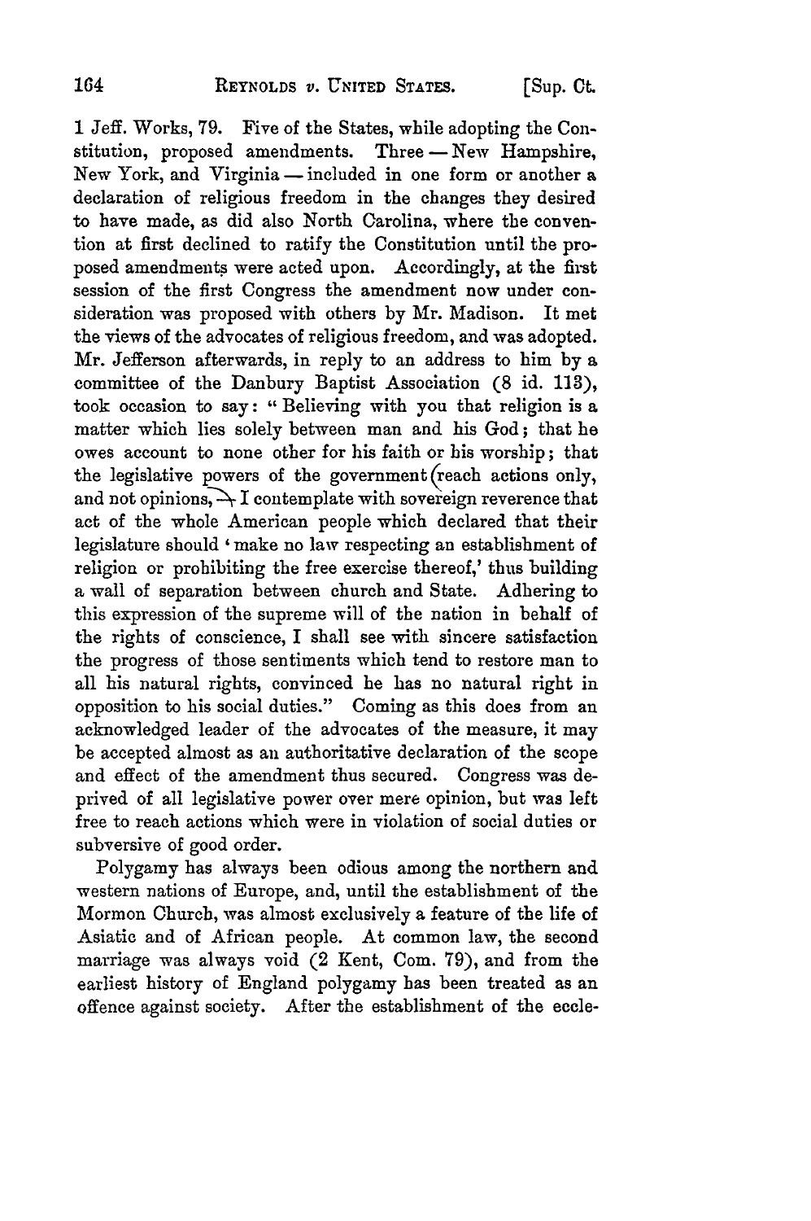1 Jeff. Works, 79. Five of the States, while adopting the Constitution, proposed amendments. Three — New Hampshire, New York, and Virginia — included in one form or another a declaration of religious freedom in the changes they desired to have made, as did also North Carolina, where the convention at first declined to ratify the Constitution until the proposed amendments were acted upon. Accordingly, at the first session of the first Congress the amendment now under consideration was proposed with others by Mr. Madison. It met the views of the advocates of religious freedom, and was adopted. Mr. Jefferson afterwards, in reply to an address to him by a committee of the Danbury Baptist Association (8 id. 113), took occasion to say: "Believing with you that religion is a matter which lies solely between man and his God; that he owes account to none other for his faith or his worship; that the legislative powers of the government reach actions only, and not opinions, I contemplate with sovereign reverence that act of the whole American people which declared that their legislature should 'make no law respecting an establishment of religion or prohibiting the free exercise thereof,' thus building a wall of separation between church and State. Adhering to this expression of the supreme will of the nation in behalf of the rights of conscience, I shall see with sincere satisfaction the progress of those sentiments which tend to restore man to all his natural rights, convinced he has no natural right in opposition to his social duties." Coming as this does from an acknowledged leader of the advocates of the measure, it may be accepted almost as an authoritative declaration of the scope and effect of the amendment thus secured. Congress was deprived of all legislative power over mere opinion, but was left free to reach actions which were in violation of social duties or subversive of good order.

Polygamy has always been odious among the northern and western nations of Europe, and, until the establishment of the Mormon Church, was almost exclusively a feature of the life of Asiatic and of African people. At common law, the second marriage was always void (2 Kent, Com. 79), and from the earliest history of England polygamy has been treated as an offence against society. After the establishment of the eccle-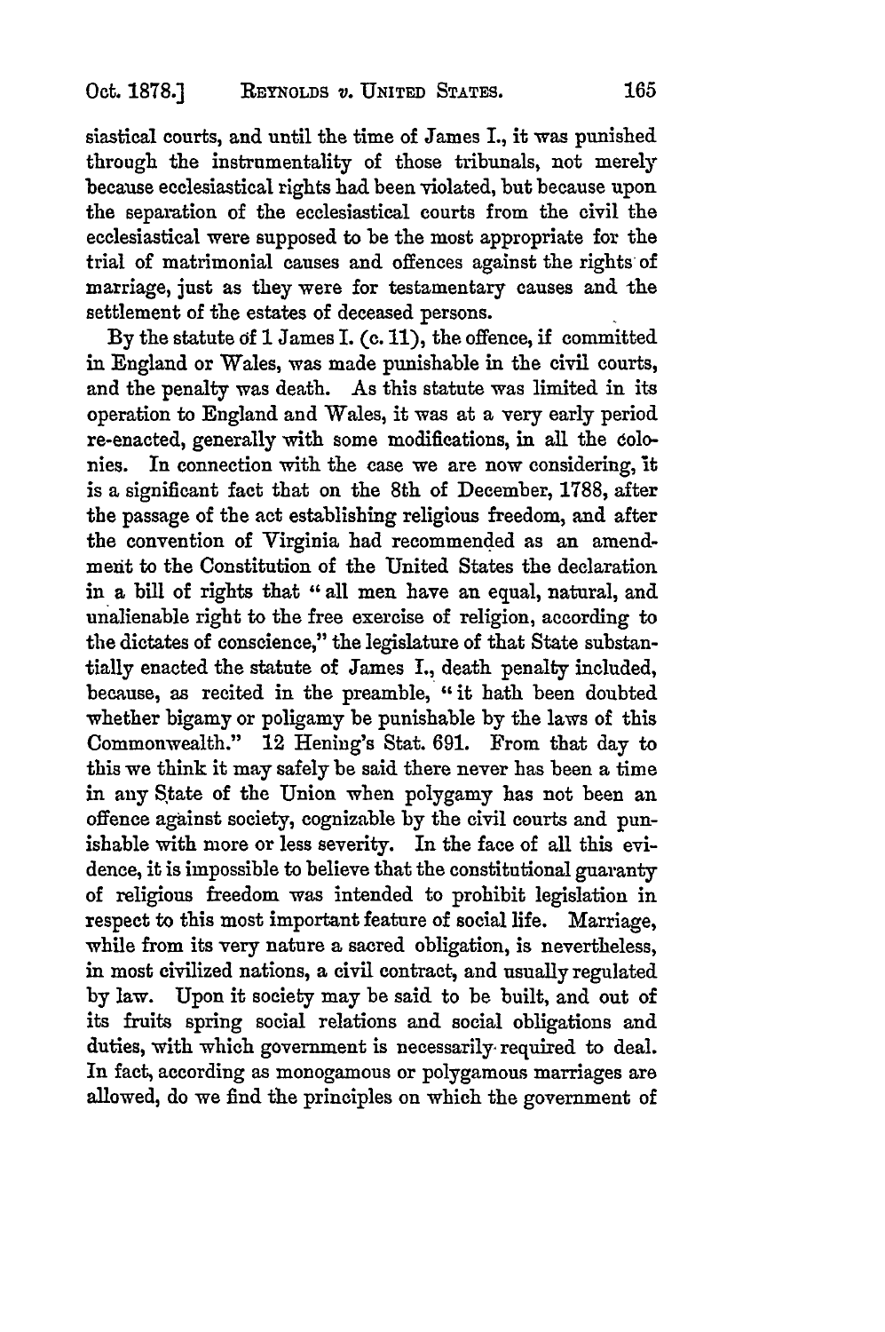siastical courts, and until the time of James I., it was punished through the instrumentality of those tribunals, not merely because ecclesiastical rights had been violated, but because upon the separation of the ecclesiastical courts from the civil the ecclesiastical were supposed to be the most appropriate for the trial of matrimonial causes and offences against the rights of marriage, just as they were for testamentary causes and the settlement of the estates of deceased persons.

By the statute of 1 James I. (c. 11), the offence, if committed in England or Wales, was made punishable in the civil courts, and the penalty was death. As this statute was limited in its operation to England and Wales, it was at a very early period re-enacted, generally with some modifications, in all the colonies. In connection with the case we are now considering, it is a significant fact that on the 8th of December, 1788, after the passage of the act establishing religious freedom, and after the convention of Virginia had recommended as an amendment to the Constitution of the United States the declaration in a bill of rights that "all men have an equal, natural, and unalienable right to the free exercise of religion, according to the dictates of conscience," the legislature of that State substantially enacted the statute of James I., death penalty included, because, as recited in the preamble, "it hath been doubted whether bigamy or poligamy be punishable by the laws of this Commonwealth." 12 Hening's Stat. 691. From that day to this we think it may safely be said there never has been a time in any State of the Union when polygamy has not been an offence against society, cognizable by the civil courts and punishable with more or less severity. In the face of all this evidence, it is impossible to believe that the constitutional guaranty of religious freedom was intended to prohibit legislation in respect to this most important feature of social life. Marriage, while from its very nature a sacred obligation, is nevertheless, in most civilized nations, a civil contract, and usually regulated by law. Upon it society may be said to be built, and out of its fruits spring social relations and social obligations and duties, with which government is necessarily required to deal. In fact, according as monogamous or polygamous marriages are allowed, do we find the principles on which the government of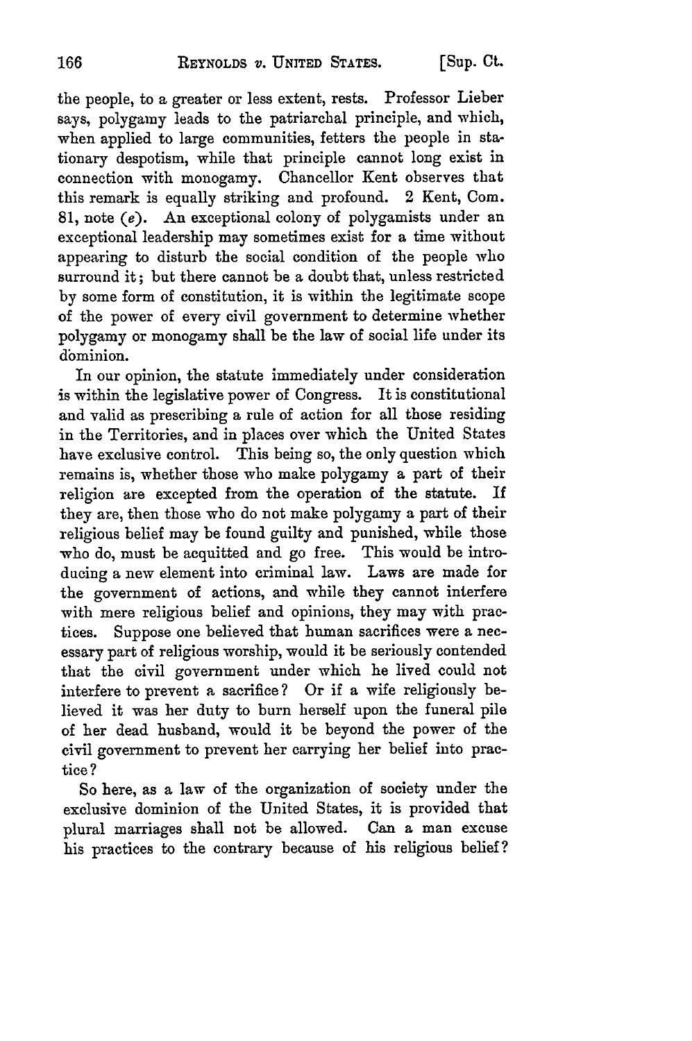the people, to a greater or less extent, rests. Professor Lieber says, polygamy leads to the patriarchal principle, and which, when applied to large communities, fetters the people in stationary despotism, while that principle cannot long exist in connection with monogamy. Chancellor Kent observes that this remark is equally striking and profound. 2 Kent, Com. 81, note (*e*). An exceptional colony of polygamists under an exceptional leadership may sometimes exist for a time without appearing to disturb the social condition of the people who surround it; but there cannot be a doubt that, unless restricted by some form of constitution, it is within the legitimate scope of the power of every civil government to determine whether polygamy or monogamy shall be the law of social life under its dominion.

In our opinion, the statute immediately under consideration is within the legislative power of Congress. It is constitutional and valid as prescribing a rule of action for all those residing in the Territories, and in places over which the United States have exclusive control. This being so, the only question which remains is, whether those who make polygamy a part of their religion are excepted from the operation of the statute. If they are, then those who do not make polygamy a part of their religious belief may be found guilty and punished, while those who do, must be acquitted and go free. This would be introducing a new element into criminal law. Laws are made for the government of actions, and while they cannot interfere with mere religious belief and opinions, they may with practices. Suppose one believed that human sacrifices were a necessary part of religious worship, would it be seriously contended that the civil government under which he lived could not interfere to prevent a sacrifice? Or if a wife religiously believed it was her duty to burn herself upon the funeral pile of her dead husband, would it be beyond the power of the civil government to prevent her carrying her belief into practice?

So here, as a law of the organization of society under the exclusive dominion of the United States, it is provided that plural marriages shall not be allowed. Can a man excuse his practices to the contrary because of his religious belief?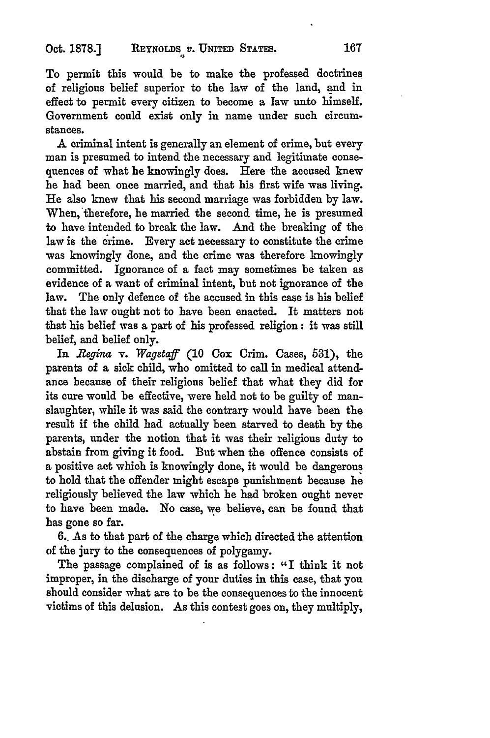To permit this would be to make the professed doctrines of religious belief superior to the law of the land, and in effect to permit every citizen to become a law unto himself. Government could exist only in name under such circumstances.

A criminal intent is generally an element of crime, but every man is presumed to intend the necessary and legitimate consequences of what he knowingly does. Here the accused knew he had been once married, and that his first wife was living. He also knew that his second marriage was forbidden by law. When, therefore, he married the second time, he is presumed to have intended to break the law. And the breaking of the law is the crime. Every act necessary to constitute the crime was knowingly done, and the crime was therefore knowingly committed. Ignorance of a fact may sometimes be taken as evidence of a want of criminal intent, but not ignorance of the law. The only defence of the accused in this case is his belief that the law ought not to have been enacted. It matters not that his belief was a part of his professed religion: it was still belief, and belief only.

In *Regina* v. *Wagstaff* (10 Cox Crim. Cases, 531), the parents of a sick child, who omitted to call in medical attendance because of their religious belief that what they did for its cure would be effective, were held not to be guilty of manslaughter, while it was said the contrary would have been the result if the child had actually been starved to death by the parents, under the notion that it was their religious duty to abstain from giving it food. But when the offence consists of a positive act which is knowingly done, it would be dangerous to hold that the offender might escape punishment because he religiously believed the law which he had broken ought never to have been made. No case, we believe, can be found that has gone so far.

6. As to that part of the charge which directed the attention of the jury to the consequences of polygamy.

The passage complained of is as follows: "I think it not improper, in the discharge of your duties in this case, that you should consider what are to be the consequences to the innocent victims of this delusion. As this contest goes on, they multiply,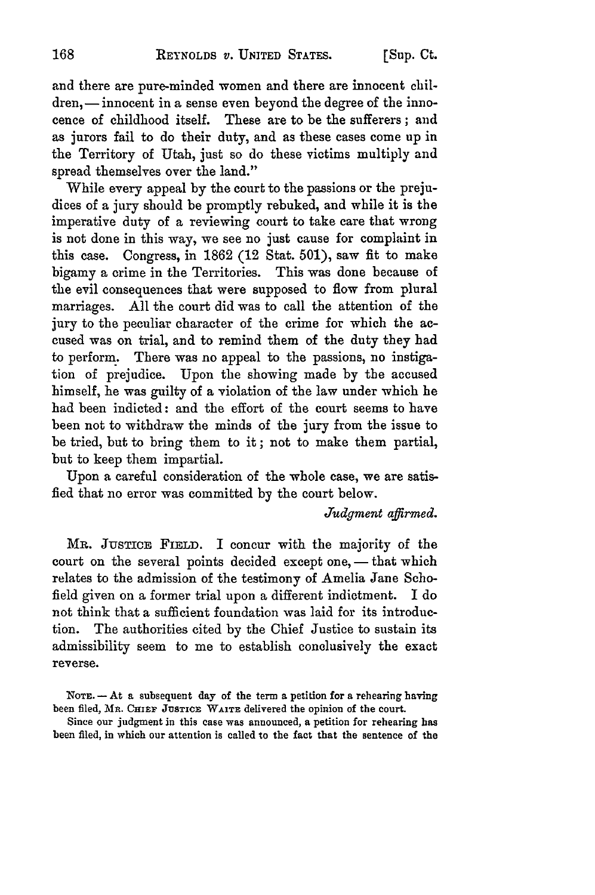and there are pure-minded women and there are innocent children, — innocent in a sense even beyond the degree of the innocence of childhood itself. These are to be the sufferers; and as jurors fail to do their duty, and as these cases come up in the Territory of Utah, just so do these victims multiply and spread themselves over the land."

While every appeal by the court to the passions or the prejudices of a jury should be promptly rebuked, and while it is the imperative duty of a reviewing court to take care that wrong is not done in this way, we see no just cause for complaint in this case. Congress, in 1862 (12 Stat. 501), saw fit to make bigamy a crime in the Territories. This was done because of the evil consequences that were supposed to flow from plural marriages. All the court did was to call the attention of the jury to the peculiar character of the crime for which the accused was on trial, and to remind them of the duty they had to perform. There was no appeal to the passions, no instigation of prejudice. Upon the showing made by the accused himself, he was guilty of a violation of the law under which he had been indicted: and the effort of the court seems to have been not to withdraw the minds of the jury from the issue to be tried, but to bring them to it; not to make them partial, but to keep them impartial.

Upon a careful consideration of the whole case, we are satisfied that no error was committed by the court below.

*Judgment affirmed.*

MR. JUSTICE FIELD. I concur with the majority of the court on the several points decided except one, — that which relates to the admission of the testimony of Amelia Jane Schofield given on a former trial upon a different indictment. I do not think that a sufficient foundation was laid for its introduction. The authorities cited by the Chief Justice to sustain its admissibility seem to me to establish conclusively the exact reverse.

NOTE. — At a subsequent day of the term a petition for a rehearing having been filed, MR. CHIEF JUSTICE WAITE delivered the opinion of the court.

Since our judgment in this case was announced, a petition for rehearing has been filed, in which our attention is called to the fact that the sentence of the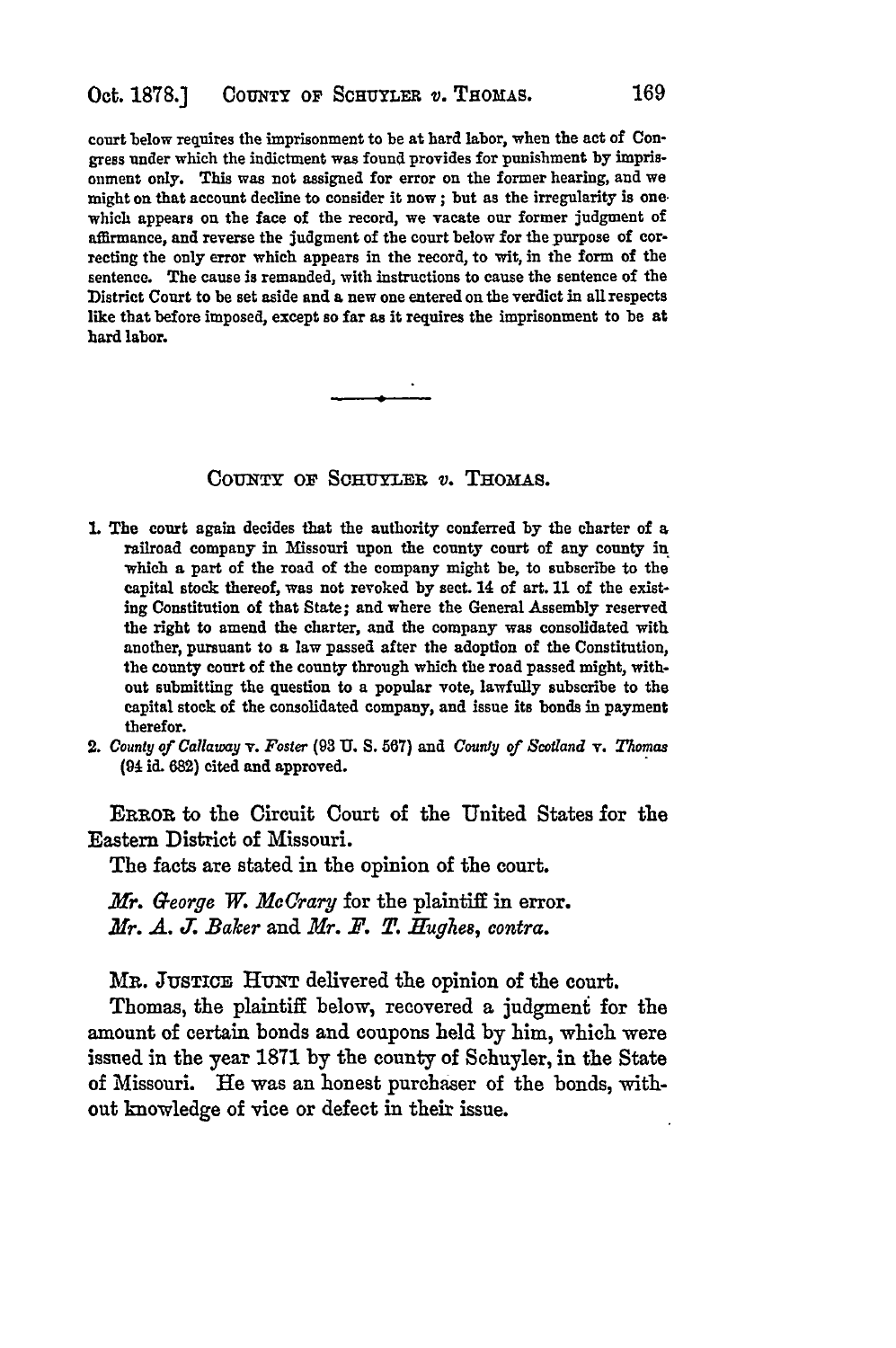court below requires the imprisonment to be at hard labor, when the act of Congress under which the indictment was found provides for punishment by imprisonment only. This was not assigned for error on the former hearing, and we might on that account decline to consider it now; but as the irregularity is one which appears on the face of the record, we vacate our former judgment of affirmance, and reverse the judgment of the court below for the purpose of correcting the only error which appears in the record, to wit, in the form of the sentence. The cause is remanded, with instructions to cause the sentence of the District Court to be set aside and a new one entered on the verdict in all respects like that before imposed, except so far as it requires the imprisonment to be at hard labor.

---

## COUNTY OF SCHUYLER *v.* THOMAS.

1. The court again decides that the authority conferred by the charter of a railroad company in Missouri upon the county court of any county in which a part of the road of the company might be, to subscribe to the capital stock thereof, was not revoked by sect. 14 of art. 11 of the existing Constitution of that State; and where the General Assembly reserved the right to amend the charter, and the company was consolidated with another, pursuant to a law passed after the adoption of the Constitution, the county court of the county through which the road passed might, without submitting the question to a popular vote, lawfully subscribe to the capital stock of the consolidated company, and issue its bonds in payment therefor.
2. *County of Callaway* v. *Foster* (93 U. S. 567) and *County of Scotland* v. *Thomas* (94 id. 682) cited and approved.

ERROR to the Circuit Court of the United States for the Eastern District of Missouri.

The facts are stated in the opinion of the court.

*Mr. George W. McCrary* for the plaintiff in error.

*Mr. A. J. Baker* and *Mr. F. T. Hughes, contra.*

MR. JUSTICE HUNT delivered the opinion of the court.

Thomas, the plaintiff below, recovered a judgment for the amount of certain bonds and coupons held by him, which were issued in the year 1871 by the county of Schuyler, in the State of Missouri. He was an honest purchaser of the bonds, without knowledge of vice or defect in their issue.